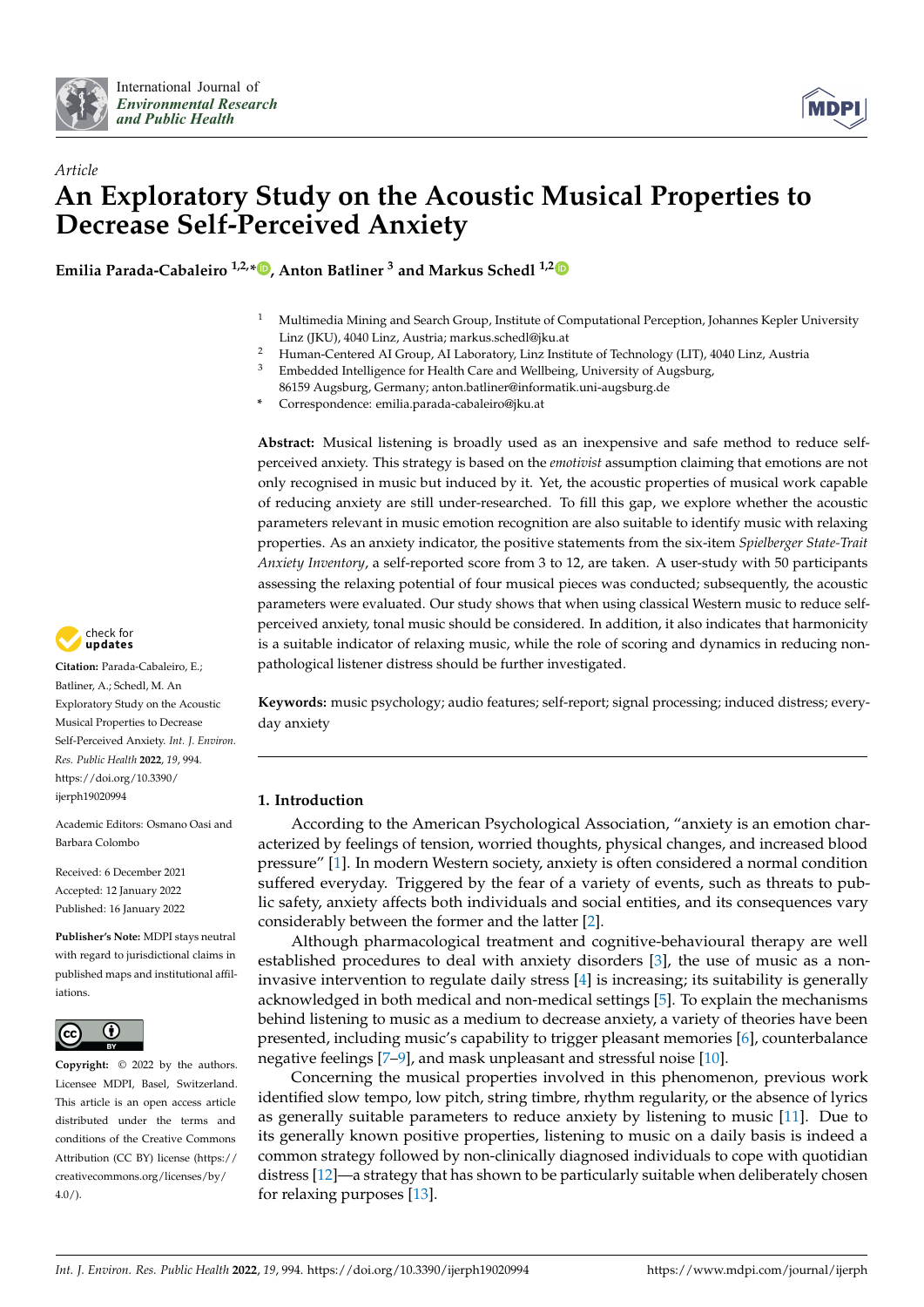*Article*

# An Exploratory Study on the Acoustic Musical Properties to Decrease Self-Perceived Anxiety

**Emilia Parada-Cabaleiro [1,2,*], Anton Batliner [3] and Markus Schedl [1,2]**

[1] Multimedia Mining and Search Group, Institute of Computational Perception, Johannes Kepler University Linz (JKU), 4040 Linz, Austria; markus.schedl@jku.at
[2] Human-Centered AI Group, AI Laboratory, Linz Institute of Technology (LIT), 4040 Linz, Austria
[3] Embedded Intelligence for Health Care and Wellbeing, University of Augsburg, 86159 Augsburg, Germany; anton.batliner@informatik.uni-augsburg.de
[*] Correspondence: emilia.parada-cabaleiro@jku.at

**Abstract:** Musical listening is broadly used as an inexpensive and safe method to reduce self-perceived anxiety. This strategy is based on the *emotivist* assumption claiming that emotions are not only recognised in music but induced by it. Yet, the acoustic properties of musical work capable of reducing anxiety are still under-researched. To fill this gap, we explore whether the acoustic parameters relevant in music emotion recognition are also suitable to identify music with relaxing properties. As an anxiety indicator, the positive statements from the six-item *Spielberger State-Trait Anxiety Inventory*, a self-reported score from 3 to 12, are taken. A user-study with 50 participants assessing the relaxing potential of four musical pieces was conducted; subsequently, the acoustic parameters were evaluated. Our study shows that when using classical Western music to reduce self-perceived anxiety, tonal music should be considered. In addition, it also indicates that harmonicity is a suitable indicator of relaxing music, while the role of scoring and dynamics in reducing non-pathological listener distress should be further investigated.

**Keywords:** music psychology; audio features; self-report; signal processing; induced distress; everyday anxiety

**Citation:** Parada-Cabaleiro, E.; Batliner, A.; Schedl, M. An Exploratory Study on the Acoustic Musical Properties to Decrease Self-Perceived Anxiety. *Int. J. Environ. Res. Public Health* **2022**, *19*, 994. https://doi.org/10.3390/ijerph19020994

Academic Editors: Osmano Oasi and Barbara Colombo

Received: 6 December 2021
Accepted: 12 January 2022
Published: 16 January 2022

**Publisher's Note:** MDPI stays neutral with regard to jurisdictional claims in published maps and institutional affiliations.

**Copyright:** © 2022 by the authors. Licensee MDPI, Basel, Switzerland. This article is an open access article distributed under the terms and conditions of the Creative Commons Attribution (CC BY) license (https://creativecommons.org/licenses/by/4.0/).

## 1. Introduction

According to the American Psychological Association, "anxiety is an emotion characterized by feelings of tension, worried thoughts, physical changes, and increased blood pressure" [1]. In modern Western society, anxiety is often considered a normal condition suffered everyday. Triggered by the fear of a variety of events, such as threats to public safety, anxiety affects both individuals and social entities, and its consequences vary considerably between the former and the latter [2].

Although pharmacological treatment and cognitive-behavioural therapy are well established procedures to deal with anxiety disorders [3], the use of music as a non-invasive intervention to regulate daily stress [4] is increasing; its suitability is generally acknowledged in both medical and non-medical settings [5]. To explain the mechanisms behind listening to music as a medium to decrease anxiety, a variety of theories have been presented, including music's capability to trigger pleasant memories [6], counterbalance negative feelings [7–9], and mask unpleasant and stressful noise [10].

Concerning the musical properties involved in this phenomenon, previous work identified slow tempo, low pitch, string timbre, rhythm regularity, or the absence of lyrics as generally suitable parameters to reduce anxiety by listening to music [11]. Due to its generally known positive properties, listening to music on a daily basis is indeed a common strategy followed by non-clinically diagnosed individuals to cope with quotidian distress [12]—a strategy that has shown to be particularly suitable when deliberately chosen for relaxing purposes [13].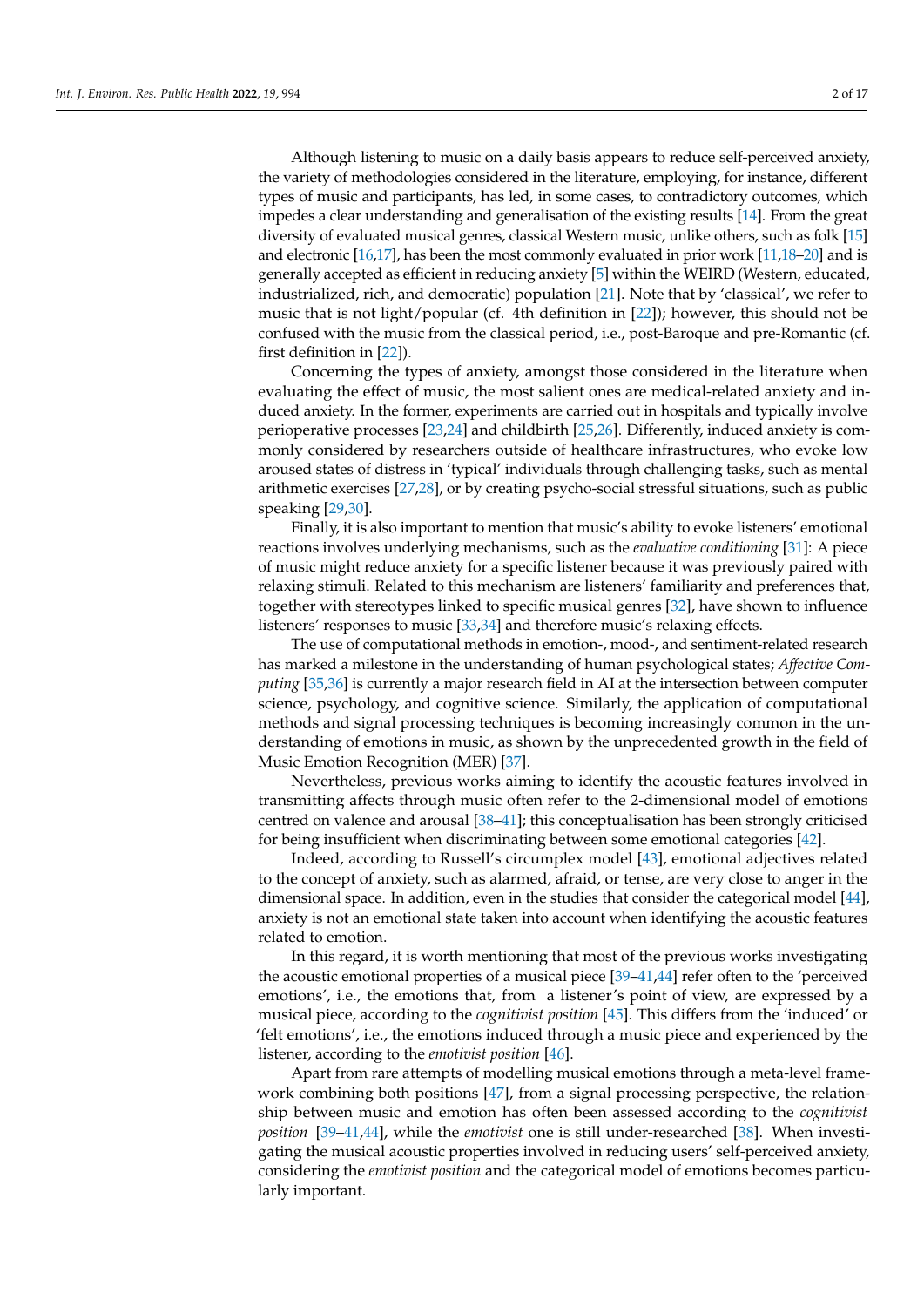Although listening to music on a daily basis appears to reduce self-perceived anxiety, the variety of methodologies considered in the literature, employing, for instance, different types of music and participants, has led, in some cases, to contradictory outcomes, which impedes a clear understanding and generalisation of the existing results [14]. From the great diversity of evaluated musical genres, classical Western music, unlike others, such as folk [15] and electronic [16,17], has been the most commonly evaluated in prior work [11,18–20] and is generally accepted as efficient in reducing anxiety [5] within the WEIRD (Western, educated, industrialized, rich, and democratic) population [21]. Note that by 'classical', we refer to music that is not light/popular (cf. 4th definition in [22]); however, this should not be confused with the music from the classical period, i.e., post-Baroque and pre-Romantic (cf. first definition in [22]).

Concerning the types of anxiety, amongst those considered in the literature when evaluating the effect of music, the most salient ones are medical-related anxiety and induced anxiety. In the former, experiments are carried out in hospitals and typically involve perioperative processes [23,24] and childbirth [25,26]. Differently, induced anxiety is commonly considered by researchers outside of healthcare infrastructures, who evoke low aroused states of distress in 'typical' individuals through challenging tasks, such as mental arithmetic exercises [27,28], or by creating psycho-social stressful situations, such as public speaking [29,30].

Finally, it is also important to mention that music's ability to evoke listeners' emotional reactions involves underlying mechanisms, such as the *evaluative conditioning* [31]: A piece of music might reduce anxiety for a specific listener because it was previously paired with relaxing stimuli. Related to this mechanism are listeners' familiarity and preferences that, together with stereotypes linked to specific musical genres [32], have shown to influence listeners' responses to music [33,34] and therefore music's relaxing effects.

The use of computational methods in emotion-, mood-, and sentiment-related research has marked a milestone in the understanding of human psychological states; *Affective Computing* [35,36] is currently a major research field in AI at the intersection between computer science, psychology, and cognitive science. Similarly, the application of computational methods and signal processing techniques is becoming increasingly common in the understanding of emotions in music, as shown by the unprecedented growth in the field of Music Emotion Recognition (MER) [37].

Nevertheless, previous works aiming to identify the acoustic features involved in transmitting affects through music often refer to the 2-dimensional model of emotions centred on valence and arousal [38–41]; this conceptualisation has been strongly criticised for being insufficient when discriminating between some emotional categories [42].

Indeed, according to Russell's circumplex model [43], emotional adjectives related to the concept of anxiety, such as alarmed, afraid, or tense, are very close to anger in the dimensional space. In addition, even in the studies that consider the categorical model [44], anxiety is not an emotional state taken into account when identifying the acoustic features related to emotion.

In this regard, it is worth mentioning that most of the previous works investigating the acoustic emotional properties of a musical piece [39–41,44] refer often to the 'perceived emotions', i.e., the emotions that, from a listener's point of view, are expressed by a musical piece, according to the *cognitivist position* [45]. This differs from the 'induced' or 'felt emotions', i.e., the emotions induced through a music piece and experienced by the listener, according to the *emotivist position* [46].

Apart from rare attempts of modelling musical emotions through a meta-level framework combining both positions [47], from a signal processing perspective, the relationship between music and emotion has often been assessed according to the *cognitivist position* [39–41,44], while the *emotivist* one is still under-researched [38]. When investigating the musical acoustic properties involved in reducing users' self-perceived anxiety, considering the *emotivist position* and the categorical model of emotions becomes particularly important.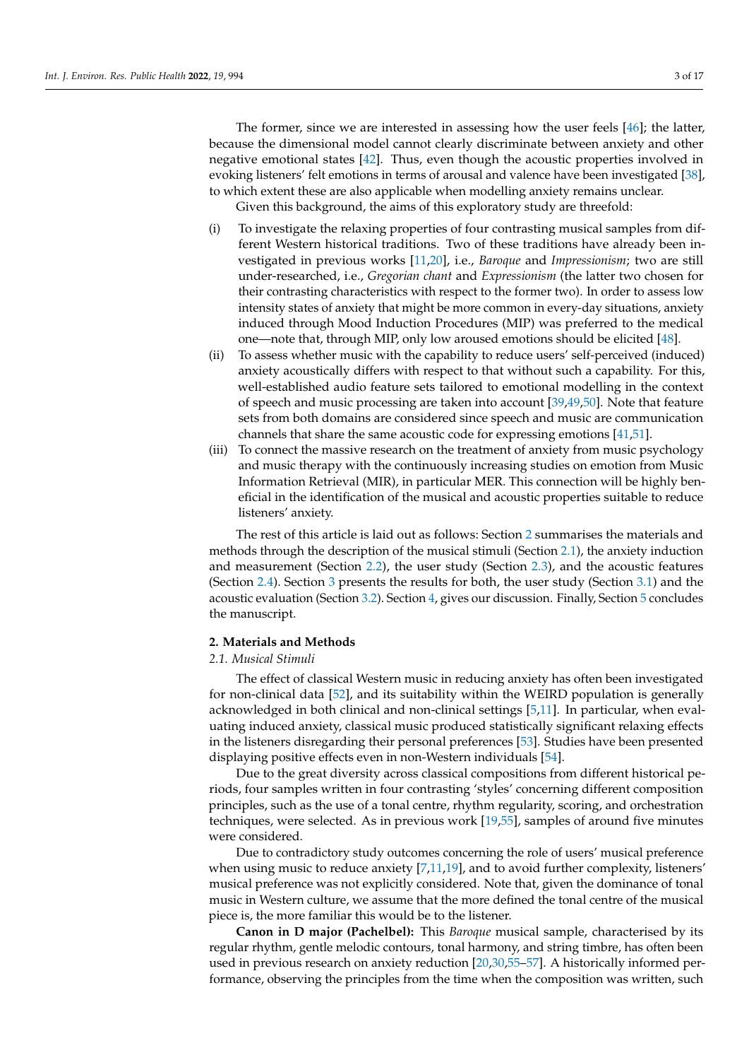The former, since we are interested in assessing how the user feels [46]; the latter, because the dimensional model cannot clearly discriminate between anxiety and other negative emotional states [42]. Thus, even though the acoustic properties involved in evoking listeners' felt emotions in terms of arousal and valence have been investigated [38], to which extent these are also applicable when modelling anxiety remains unclear.

Given this background, the aims of this exploratory study are threefold:

(i) To investigate the relaxing properties of four contrasting musical samples from different Western historical traditions. Two of these traditions have already been investigated in previous works [11,20], i.e., *Baroque* and *Impressionism*; two are still under-researched, i.e., *Gregorian chant* and *Expressionism* (the latter two chosen for their contrasting characteristics with respect to the former two). In order to assess low intensity states of anxiety that might be more common in every-day situations, anxiety induced through Mood Induction Procedures (MIP) was preferred to the medical one—note that, through MIP, only low aroused emotions should be elicited [48].

(ii) To assess whether music with the capability to reduce users' self-perceived (induced) anxiety acoustically differs with respect to that without such a capability. For this, well-established audio feature sets tailored to emotional modelling in the context of speech and music processing are taken into account [39,49,50]. Note that feature sets from both domains are considered since speech and music are communication channels that share the same acoustic code for expressing emotions [41,51].

(iii) To connect the massive research on the treatment of anxiety from music psychology and music therapy with the continuously increasing studies on emotion from Music Information Retrieval (MIR), in particular MER. This connection will be highly beneficial in the identification of the musical and acoustic properties suitable to reduce listeners' anxiety.

The rest of this article is laid out as follows: Section 2 summarises the materials and methods through the description of the musical stimuli (Section 2.1), the anxiety induction and measurement (Section 2.2), the user study (Section 2.3), and the acoustic features (Section 2.4). Section 3 presents the results for both, the user study (Section 3.1) and the acoustic evaluation (Section 3.2). Section 4, gives our discussion. Finally, Section 5 concludes the manuscript.

## 2. Materials and Methods

### 2.1. Musical Stimuli

The effect of classical Western music in reducing anxiety has often been investigated for non-clinical data [52], and its suitability within the WEIRD population is generally acknowledged in both clinical and non-clinical settings [5,11]. In particular, when evaluating induced anxiety, classical music produced statistically significant relaxing effects in the listeners disregarding their personal preferences [53]. Studies have been presented displaying positive effects even in non-Western individuals [54].

Due to the great diversity across classical compositions from different historical periods, four samples written in four contrasting 'styles' concerning different composition principles, such as the use of a tonal centre, rhythm regularity, scoring, and orchestration techniques, were selected. As in previous work [19,55], samples of around five minutes were considered.

Due to contradictory study outcomes concerning the role of users' musical preference when using music to reduce anxiety [7,11,19], and to avoid further complexity, listeners' musical preference was not explicitly considered. Note that, given the dominance of tonal music in Western culture, we assume that the more defined the tonal centre of the musical piece is, the more familiar this would be to the listener.

**Canon in D major (Pachelbel):** This *Baroque* musical sample, characterised by its regular rhythm, gentle melodic contours, tonal harmony, and string timbre, has often been used in previous research on anxiety reduction [20,30,55–57]. A historically informed performance, observing the principles from the time when the composition was written, such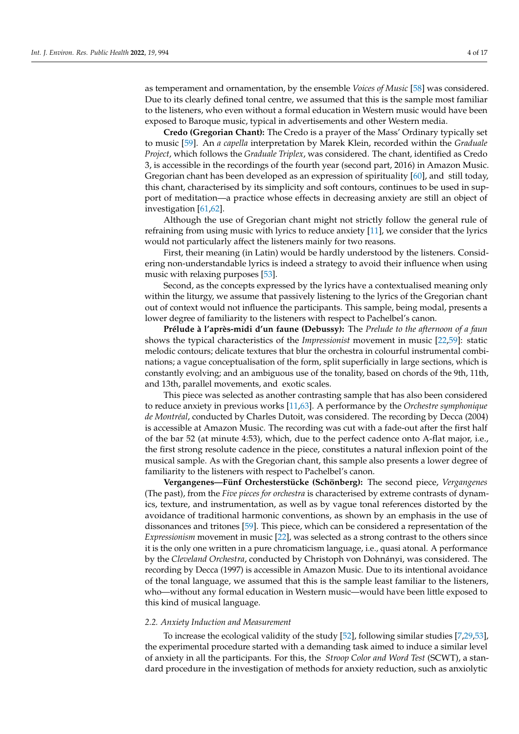as temperament and ornamentation, by the ensemble *Voices of Music* [58] was considered. Due to its clearly defined tonal centre, we assumed that this is the sample most familiar to the listeners, who even without a formal education in Western music would have been exposed to Baroque music, typical in advertisements and other Western media.

**Credo (Gregorian Chant):** The Credo is a prayer of the Mass' Ordinary typically set to music [59]. An *a capella* interpretation by Marek Klein, recorded within the *Graduale Project*, which follows the *Graduale Triplex*, was considered. The chant, identified as Credo 3, is accessible in the recordings of the fourth year (second part, 2016) in Amazon Music. Gregorian chant has been developed as an expression of spirituality [60], and still today, this chant, characterised by its simplicity and soft contours, continues to be used in support of meditation—a practice whose effects in decreasing anxiety are still an object of investigation [61,62].

Although the use of Gregorian chant might not strictly follow the general rule of refraining from using music with lyrics to reduce anxiety [11], we consider that the lyrics would not particularly affect the listeners mainly for two reasons.

First, their meaning (in Latin) would be hardly understood by the listeners. Considering non-understandable lyrics is indeed a strategy to avoid their influence when using music with relaxing purposes [53].

Second, as the concepts expressed by the lyrics have a contextualised meaning only within the liturgy, we assume that passively listening to the lyrics of the Gregorian chant out of context would not influence the participants. This sample, being modal, presents a lower degree of familiarity to the listeners with respect to Pachelbel's canon.

**Prélude à l'après-midi d'un faune (Debussy):** The *Prelude to the afternoon of a faun* shows the typical characteristics of the *Impressionist* movement in music [22,59]: static melodic contours; delicate textures that blur the orchestra in colourful instrumental combinations; a vague conceptualisation of the form, split superficially in large sections, which is constantly evolving; and an ambiguous use of the tonality, based on chords of the 9th, 11th, and 13th, parallel movements, and exotic scales.

This piece was selected as another contrasting sample that has also been considered to reduce anxiety in previous works [11,63]. A performance by the *Orchestre symphonique de Montréal*, conducted by Charles Dutoit, was considered. The recording by Decca (2004) is accessible at Amazon Music. The recording was cut with a fade-out after the first half of the bar 52 (at minute 4:53), which, due to the perfect cadence onto A-flat major, i.e., the first strong resolute cadence in the piece, constitutes a natural inflexion point of the musical sample. As with the Gregorian chant, this sample also presents a lower degree of familiarity to the listeners with respect to Pachelbel's canon.

**Vergangenes—Fünf Orchesterstücke (Schönberg):** The second piece, *Vergangenes* (The past), from the *Five pieces for orchestra* is characterised by extreme contrasts of dynamics, texture, and instrumentation, as well as by vague tonal references distorted by the avoidance of traditional harmonic conventions, as shown by an emphasis in the use of dissonances and tritones [59]. This piece, which can be considered a representation of the *Expressionism* movement in music [22], was selected as a strong contrast to the others since it is the only one written in a pure chromaticism language, i.e., quasi atonal. A performance by the *Cleveland Orchestra*, conducted by Christoph von Dohnányi, was considered. The recording by Decca (1997) is accessible in Amazon Music. Due to its intentional avoidance of the tonal language, we assumed that this is the sample least familiar to the listeners, who—without any formal education in Western music—would have been little exposed to this kind of musical language.

### *2.2. Anxiety Induction and Measurement*

To increase the ecological validity of the study [52], following similar studies [7,29,53], the experimental procedure started with a demanding task aimed to induce a similar level of anxiety in all the participants. For this, the *Stroop Color and Word Test* (SCWT), a standard procedure in the investigation of methods for anxiety reduction, such as anxiolytic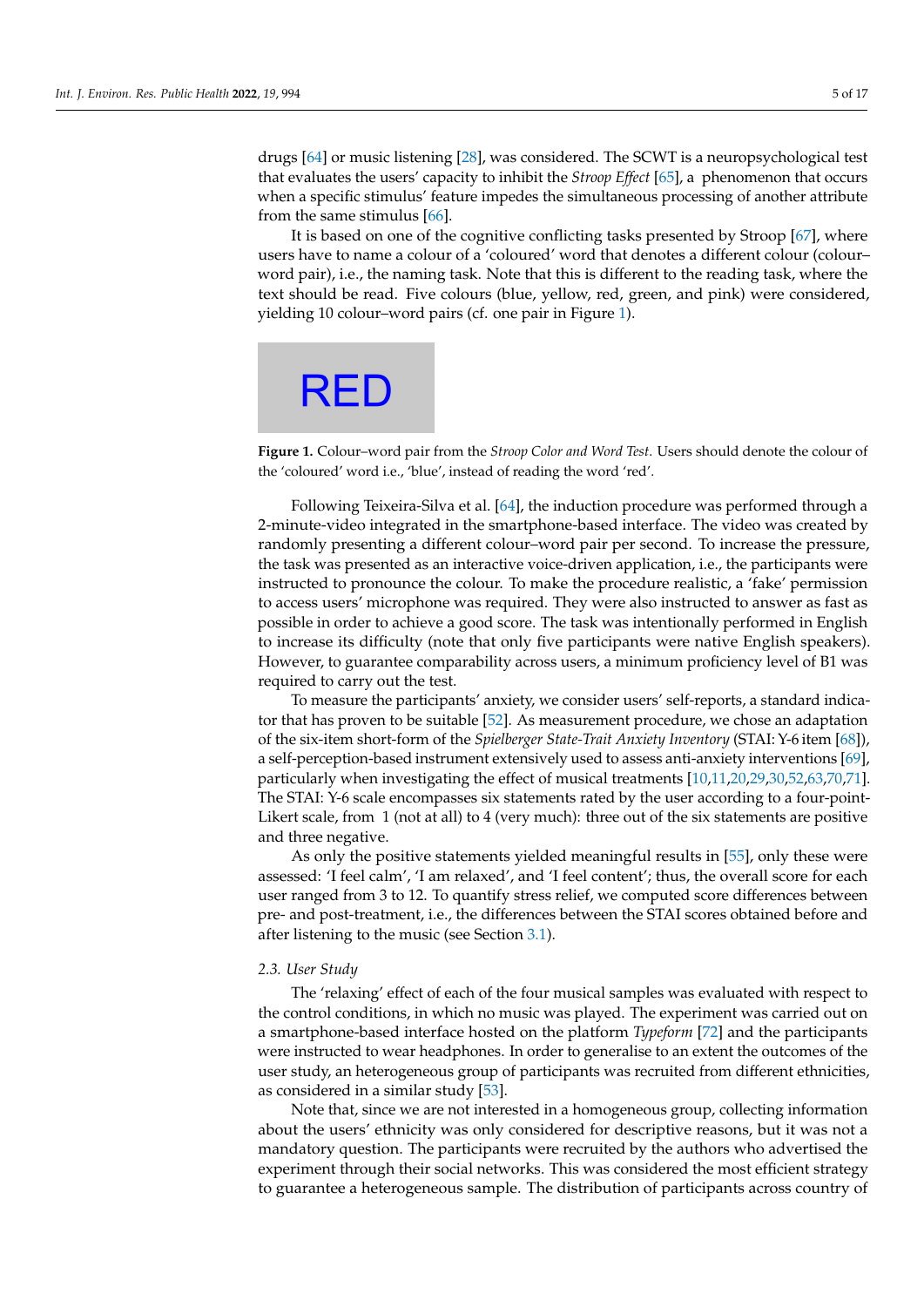drugs [64] or music listening [28], was considered. The SCWT is a neuropsychological test that evaluates the users' capacity to inhibit the *Stroop Effect* [65], a phenomenon that occurs when a specific stimulus' feature impedes the simultaneous processing of another attribute from the same stimulus [66].

It is based on one of the cognitive conflicting tasks presented by Stroop [67], where users have to name a colour of a 'coloured' word that denotes a different colour (colour–word pair), i.e., the naming task. Note that this is different to the reading task, where the text should be read. Five colours (blue, yellow, red, green, and pink) were considered, yielding 10 colour–word pairs (cf. one pair in Figure 1).

RED

**Figure 1.** Colour–word pair from the *Stroop Color and Word Test*. Users should denote the colour of the 'coloured' word i.e., 'blue', instead of reading the word 'red'.

Following Teixeira-Silva et al. [64], the induction procedure was performed through a 2-minute-video integrated in the smartphone-based interface. The video was created by randomly presenting a different colour–word pair per second. To increase the pressure, the task was presented as an interactive voice-driven application, i.e., the participants were instructed to pronounce the colour. To make the procedure realistic, a 'fake' permission to access users' microphone was required. They were also instructed to answer as fast as possible in order to achieve a good score. The task was intentionally performed in English to increase its difficulty (note that only five participants were native English speakers). However, to guarantee comparability across users, a minimum proficiency level of B1 was required to carry out the test.

To measure the participants' anxiety, we consider users' self-reports, a standard indicator that has proven to be suitable [52]. As measurement procedure, we chose an adaptation of the six-item short-form of the *Spielberger State-Trait Anxiety Inventory* (STAI: Y-6 item [68]), a self-perception-based instrument extensively used to assess anti-anxiety interventions [69], particularly when investigating the effect of musical treatments [10,11,20,29,30,52,63,70,71]. The STAI: Y-6 scale encompasses six statements rated by the user according to a four-point-Likert scale, from 1 (not at all) to 4 (very much): three out of the six statements are positive and three negative.

As only the positive statements yielded meaningful results in [55], only these were assessed: 'I feel calm', 'I am relaxed', and 'I feel content'; thus, the overall score for each user ranged from 3 to 12. To quantify stress relief, we computed score differences between pre- and post-treatment, i.e., the differences between the STAI scores obtained before and after listening to the music (see Section 3.1).

### 2.3. User Study

The 'relaxing' effect of each of the four musical samples was evaluated with respect to the control conditions, in which no music was played. The experiment was carried out on a smartphone-based interface hosted on the platform *Typeform* [72] and the participants were instructed to wear headphones. In order to generalise to an extent the outcomes of the user study, an heterogeneous group of participants was recruited from different ethnicities, as considered in a similar study [53].

Note that, since we are not interested in a homogeneous group, collecting information about the users' ethnicity was only considered for descriptive reasons, but it was not a mandatory question. The participants were recruited by the authors who advertised the experiment through their social networks. This was considered the most efficient strategy to guarantee a heterogeneous sample. The distribution of participants across country of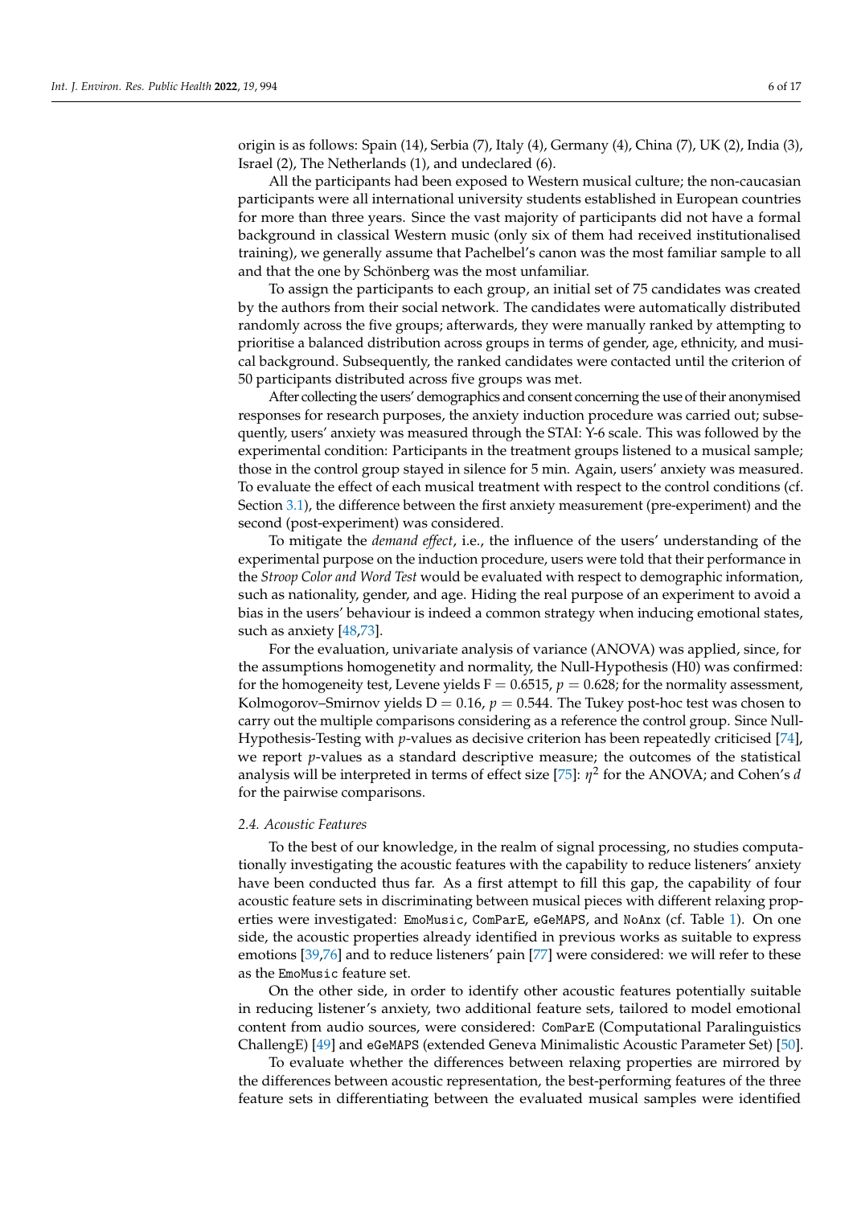origin is as follows: Spain (14), Serbia (7), Italy (4), Germany (4), China (7), UK (2), India (3), Israel (2), The Netherlands (1), and undeclared (6).

All the participants had been exposed to Western musical culture; the non-caucasian participants were all international university students established in European countries for more than three years. Since the vast majority of participants did not have a formal background in classical Western music (only six of them had received institutionalised training), we generally assume that Pachelbel's canon was the most familiar sample to all and that the one by Schönberg was the most unfamiliar.

To assign the participants to each group, an initial set of 75 candidates was created by the authors from their social network. The candidates were automatically distributed randomly across the five groups; afterwards, they were manually ranked by attempting to prioritise a balanced distribution across groups in terms of gender, age, ethnicity, and musical background. Subsequently, the ranked candidates were contacted until the criterion of 50 participants distributed across five groups was met.

After collecting the users' demographics and consent concerning the use of their anonymised responses for research purposes, the anxiety induction procedure was carried out; subsequently, users' anxiety was measured through the STAI: Y-6 scale. This was followed by the experimental condition: Participants in the treatment groups listened to a musical sample; those in the control group stayed in silence for 5 min. Again, users' anxiety was measured. To evaluate the effect of each musical treatment with respect to the control conditions (cf. Section 3.1), the difference between the first anxiety measurement (pre-experiment) and the second (post-experiment) was considered.

To mitigate the *demand effect*, i.e., the influence of the users' understanding of the experimental purpose on the induction procedure, users were told that their performance in the *Stroop Color and Word Test* would be evaluated with respect to demographic information, such as nationality, gender, and age. Hiding the real purpose of an experiment to avoid a bias in the users' behaviour is indeed a common strategy when inducing emotional states, such as anxiety [48,73].

For the evaluation, univariate analysis of variance (ANOVA) was applied, since, for the assumptions homogenetity and normality, the Null-Hypothesis (H0) was confirmed: for the homogeneity test, Levene yields $F = 0.6515$, $p = 0.628$; for the normality assessment, Kolmogorov–Smirnov yields $D = 0.16$, $p = 0.544$. The Tukey post-hoc test was chosen to carry out the multiple comparisons considering as a reference the control group. Since Null-Hypothesis-Testing with $p$-values as decisive criterion has been repeatedly criticised [74], we report $p$-values as a standard descriptive measure; the outcomes of the statistical analysis will be interpreted in terms of effect size [75]: $\eta^2$ for the ANOVA; and Cohen's $d$ for the pairwise comparisons.

### 2.4. Acoustic Features

To the best of our knowledge, in the realm of signal processing, no studies computationally investigating the acoustic features with the capability to reduce listeners' anxiety have been conducted thus far. As a first attempt to fill this gap, the capability of four acoustic feature sets in discriminating between musical pieces with different relaxing properties were investigated: `EmoMusic`, `ComParE`, `eGeMAPS`, and `NoAnx` (cf. Table 1). On one side, the acoustic properties already identified in previous works as suitable to express emotions [39,76] and to reduce listeners' pain [77] were considered: we will refer to these as the `EmoMusic` feature set.

On the other side, in order to identify other acoustic features potentially suitable in reducing listener's anxiety, two additional feature sets, tailored to model emotional content from audio sources, were considered: `ComParE` (Computational Paralinguistics ChallengE) [49] and `eGeMAPS` (extended Geneva Minimalistic Acoustic Parameter Set) [50].

To evaluate whether the differences between relaxing properties are mirrored by the differences between acoustic representation, the best-performing features of the three feature sets in differentiating between the evaluated musical samples were identified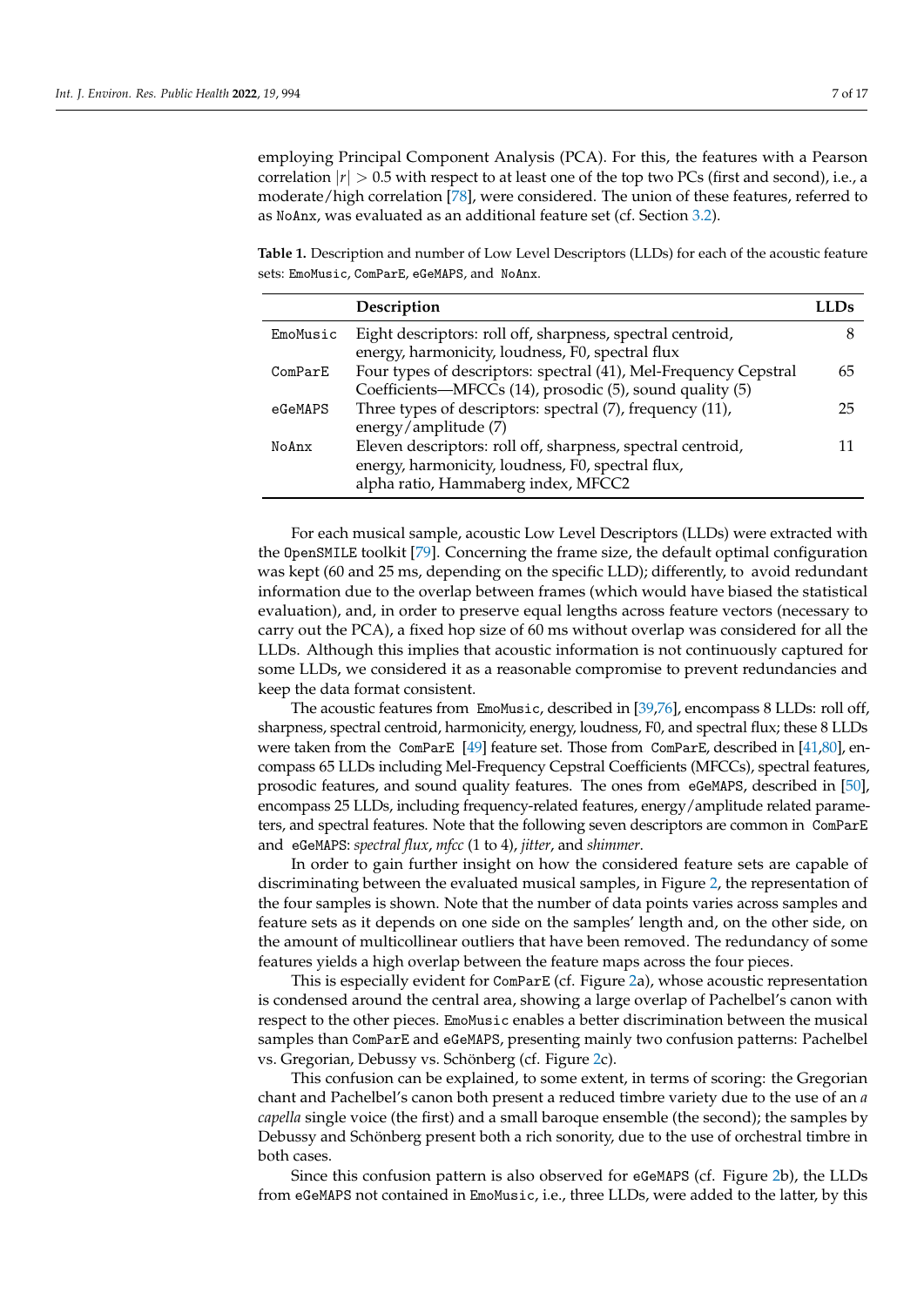employing Principal Component Analysis (PCA). For this, the features with a Pearson correlation $|r| > 0.5$ with respect to at least one of the top two PCs (first and second), i.e., a moderate/high correlation [78], were considered. The union of these features, referred to as `NoAnx`, was evaluated as an additional feature set (cf. Section 3.2).

**Table 1.** Description and number of Low Level Descriptors (LLDs) for each of the acoustic feature sets: `EmoMusic`, `ComParE`, `eGeMAPS`, and `NoAnx`.

| | **Description** | **LLDs** |
|---|---|---|
| `EmoMusic` | Eight descriptors: roll off, sharpness, spectral centroid, energy, harmonicity, loudness, F0, spectral flux | 8 |
| `ComParE` | Four types of descriptors: spectral (41), Mel-Frequency Cepstral Coefficients—MFCCs (14), prosodic (5), sound quality (5) | 65 |
| `eGeMAPS` | Three types of descriptors: spectral (7), frequency (11), energy/amplitude (7) | 25 |
| `NoAnx` | Eleven descriptors: roll off, sharpness, spectral centroid, energy, harmonicity, loudness, F0, spectral flux, alpha ratio, Hammaberg index, MFCC2 | 11 |

For each musical sample, acoustic Low Level Descriptors (LLDs) were extracted with the `OpenSMILE` toolkit [79]. Concerning the frame size, the default optimal configuration was kept (60 and 25 ms, depending on the specific LLD); differently, to avoid redundant information due to the overlap between frames (which would have biased the statistical evaluation), and, in order to preserve equal lengths across feature vectors (necessary to carry out the PCA), a fixed hop size of 60 ms without overlap was considered for all the LLDs. Although this implies that acoustic information is not continuously captured for some LLDs, we considered it as a reasonable compromise to prevent redundancies and keep the data format consistent.

The acoustic features from `EmoMusic`, described in [39,76], encompass 8 LLDs: roll off, sharpness, spectral centroid, harmonicity, energy, loudness, F0, and spectral flux; these 8 LLDs were taken from the `ComParE` [49] feature set. Those from `ComParE`, described in [41,80], encompass 65 LLDs including Mel-Frequency Cepstral Coefficients (MFCCs), spectral features, prosodic features, and sound quality features. The ones from `eGeMAPS`, described in [50], encompass 25 LLDs, including frequency-related features, energy/amplitude related parameters, and spectral features. Note that the following seven descriptors are common in `ComParE` and `eGeMAPS`: *spectral flux*, *mfcc* (1 to 4), *jitter*, and *shimmer*.

In order to gain further insight on how the considered feature sets are capable of discriminating between the evaluated musical samples, in Figure 2, the representation of the four samples is shown. Note that the number of data points varies across samples and feature sets as it depends on one side on the samples' length and, on the other side, on the amount of multicollinear outliers that have been removed. The redundancy of some features yields a high overlap between the feature maps across the four pieces.

This is especially evident for `ComParE` (cf. Figure 2a), whose acoustic representation is condensed around the central area, showing a large overlap of Pachelbel's canon with respect to the other pieces. `EmoMusic` enables a better discrimination between the musical samples than `ComParE` and `eGeMAPS`, presenting mainly two confusion patterns: Pachelbel vs. Gregorian, Debussy vs. Schönberg (cf. Figure 2c).

This confusion can be explained, to some extent, in terms of scoring: the Gregorian chant and Pachelbel's canon both present a reduced timbre variety due to the use of an *a capella* single voice (the first) and a small baroque ensemble (the second); the samples by Debussy and Schönberg present both a rich sonority, due to the use of orchestral timbre in both cases.

Since this confusion pattern is also observed for `eGeMAPS` (cf. Figure 2b), the LLDs from `eGeMAPS` not contained in `EmoMusic`, i.e., three LLDs, were added to the latter, by this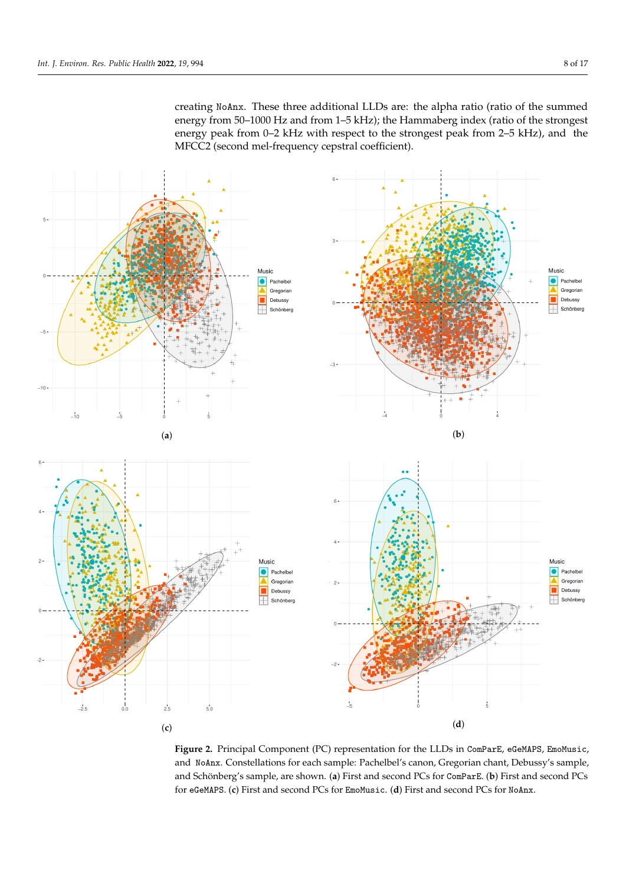creating `NoAnx`. These three additional LLDs are: the alpha ratio (ratio of the summed energy from 50–1000 Hz and from 1–5 kHz); the Hammaberg index (ratio of the strongest energy peak from 0–2 kHz with respect to the strongest peak from 2–5 kHz), and the MFCC2 (second mel-frequency cepstral coefficient).

**Figure 2.** Principal Component (PC) representation for the LLDs in `ComParE`, `eGeMAPS`, `EmoMusic`, and `NoAnx`. Constellations for each sample: Pachelbel's canon, Gregorian chant, Debussy's sample, and Schönberg's sample, are shown. (**a**) First and second PCs for `ComParE`. (**b**) First and second PCs for `eGeMAPS`. (**c**) First and second PCs for `EmoMusic`. (**d**) First and second PCs for `NoAnx`.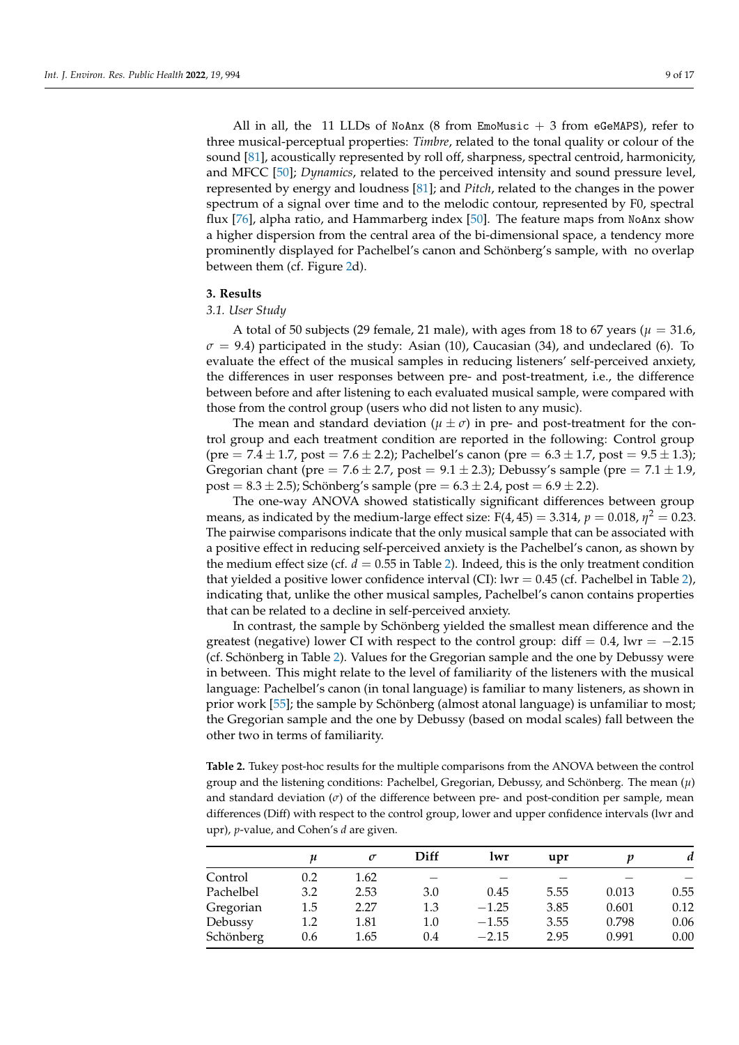All in all, the 11 LLDs of NoAnx (8 from EmoMusic + 3 from eGeMAPS), refer to three musical-perceptual properties: *Timbre*, related to the tonal quality or colour of the sound [81], acoustically represented by roll off, sharpness, spectral centroid, harmonicity, and MFCC [50]; *Dynamics*, related to the perceived intensity and sound pressure level, represented by energy and loudness [81]; and *Pitch*, related to the changes in the power spectrum of a signal over time and to the melodic contour, represented by F0, spectral flux [76], alpha ratio, and Hammarberg index [50]. The feature maps from NoAnx show a higher dispersion from the central area of the bi-dimensional space, a tendency more prominently displayed for Pachelbel's canon and Schönberg's sample, with no overlap between them (cf. Figure 2d).

## 3. Results

### 3.1. User Study

A total of 50 subjects (29 female, 21 male), with ages from 18 to 67 years ($\mu = 31.6$, $\sigma = 9.4$) participated in the study: Asian (10), Caucasian (34), and undeclared (6). To evaluate the effect of the musical samples in reducing listeners' self-perceived anxiety, the differences in user responses between pre- and post-treatment, i.e., the difference between before and after listening to each evaluated musical sample, were compared with those from the control group (users who did not listen to any music).

The mean and standard deviation ($\mu \pm \sigma$) in pre- and post-treatment for the control group and each treatment condition are reported in the following: Control group (pre $= 7.4 \pm 1.7$, post $= 7.6 \pm 2.2$); Pachelbel's canon (pre $= 6.3 \pm 1.7$, post $= 9.5 \pm 1.3$); Gregorian chant (pre $= 7.6 \pm 2.7$, post $= 9.1 \pm 2.3$); Debussy's sample (pre $= 7.1 \pm 1.9$, post $= 8.3 \pm 2.5$); Schönberg's sample (pre $= 6.3 \pm 2.4$, post $= 6.9 \pm 2.2$).

The one-way ANOVA showed statistically significant differences between group means, as indicated by the medium-large effect size: $F(4, 45) = 3.314$, $p = 0.018$, $\eta^2 = 0.23$. The pairwise comparisons indicate that the only musical sample that can be associated with a positive effect in reducing self-perceived anxiety is the Pachelbel's canon, as shown by the medium effect size (cf. $d = 0.55$ in Table 2). Indeed, this is the only treatment condition that yielded a positive lower confidence interval (CI): lwr $= 0.45$ (cf. Pachelbel in Table 2), indicating that, unlike the other musical samples, Pachelbel's canon contains properties that can be related to a decline in self-perceived anxiety.

In contrast, the sample by Schönberg yielded the smallest mean difference and the greatest (negative) lower CI with respect to the control group: diff $= 0.4$, lwr $= -2.15$ (cf. Schönberg in Table 2). Values for the Gregorian sample and the one by Debussy were in between. This might relate to the level of familiarity of the listeners with the musical language: Pachelbel's canon (in tonal language) is familiar to many listeners, as shown in prior work [55]; the sample by Schönberg (almost atonal language) is unfamiliar to most; the Gregorian sample and the one by Debussy (based on modal scales) fall between the other two in terms of familiarity.

**Table 2.** Tukey post-hoc results for the multiple comparisons from the ANOVA between the control group and the listening conditions: Pachelbel, Gregorian, Debussy, and Schönberg. The mean ($\mu$) and standard deviation ($\sigma$) of the difference between pre- and post-condition per sample, mean differences (Diff) with respect to the control group, lower and upper confidence intervals (lwr and upr), $p$-value, and Cohen's $d$ are given.

| | $\mu$ | $\sigma$ | Diff | lwr | upr | $p$ | $d$ |
|---|---|---|---|---|---|---|---|
| Control | 0.2 | 1.62 | – | – | – | – | – |
| Pachelbel | 3.2 | 2.53 | 3.0 | 0.45 | 5.55 | 0.013 | 0.55 |
| Gregorian | 1.5 | 2.27 | 1.3 | −1.25 | 3.85 | 0.601 | 0.12 |
| Debussy | 1.2 | 1.81 | 1.0 | −1.55 | 3.55 | 0.798 | 0.06 |
| Schönberg | 0.6 | 1.65 | 0.4 | −2.15 | 2.95 | 0.991 | 0.00 |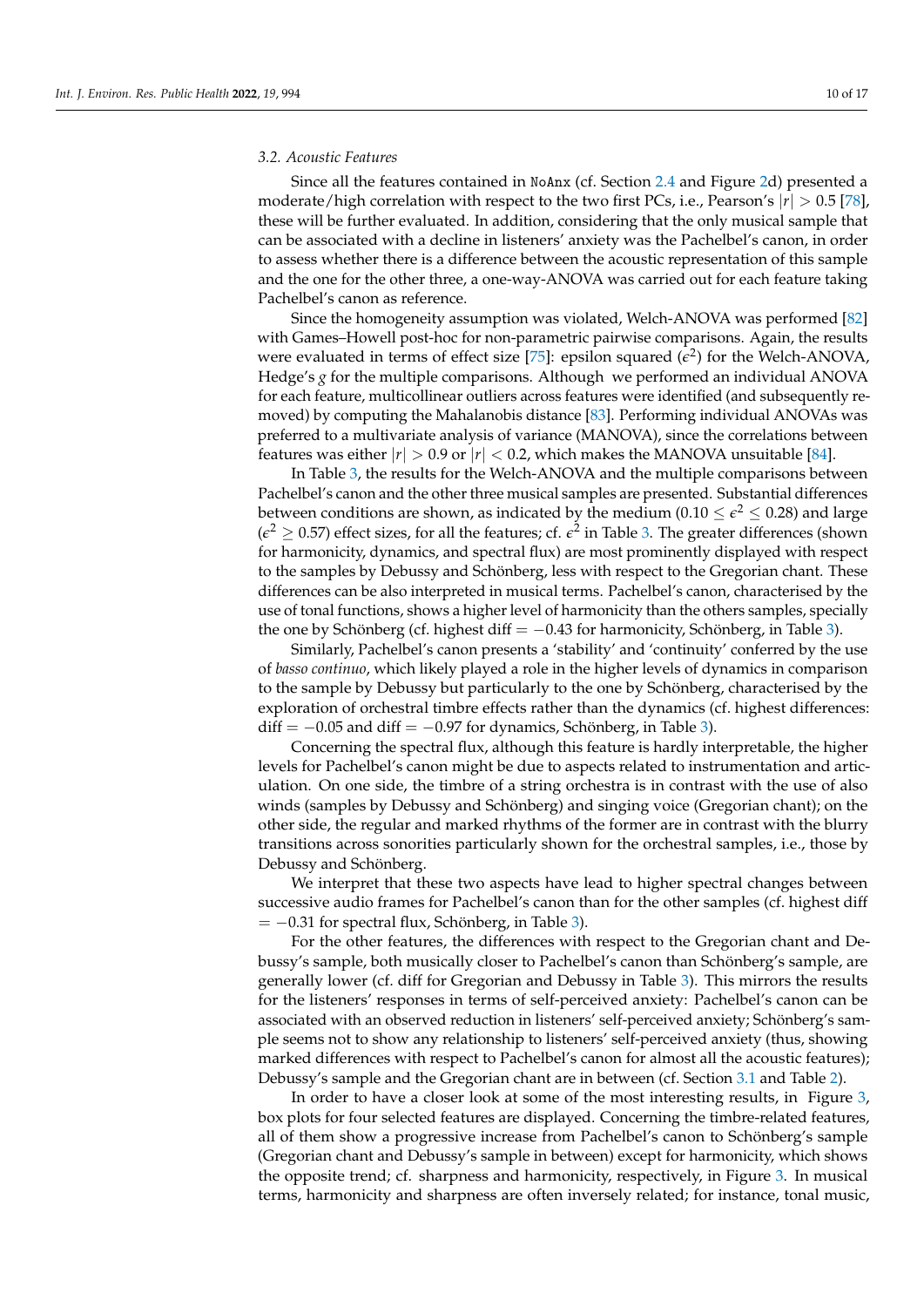### 3.2. Acoustic Features

Since all the features contained in `NoAnx` (cf. Section 2.4 and Figure 2d) presented a moderate/high correlation with respect to the two first PCs, i.e., Pearson's $|r| > 0.5$ [78], these will be further evaluated. In addition, considering that the only musical sample that can be associated with a decline in listeners' anxiety was the Pachelbel's canon, in order to assess whether there is a difference between the acoustic representation of this sample and the one for the other three, a one-way-ANOVA was carried out for each feature taking Pachelbel's canon as reference.

Since the homogeneity assumption was violated, Welch-ANOVA was performed [82] with Games–Howell post-hoc for non-parametric pairwise comparisons. Again, the results were evaluated in terms of effect size [75]: epsilon squared ($\epsilon^2$) for the Welch-ANOVA, Hedge's $g$ for the multiple comparisons. Although we performed an individual ANOVA for each feature, multicollinear outliers across features were identified (and subsequently removed) by computing the Mahalanobis distance [83]. Performing individual ANOVAs was preferred to a multivariate analysis of variance (MANOVA), since the correlations between features was either $|r| > 0.9$ or $|r| < 0.2$, which makes the MANOVA unsuitable [84].

In Table 3, the results for the Welch-ANOVA and the multiple comparisons between Pachelbel's canon and the other three musical samples are presented. Substantial differences between conditions are shown, as indicated by the medium ($0.10 \leq \epsilon^2 \leq 0.28$) and large ($\epsilon^2 \geq 0.57$) effect sizes, for all the features; cf. $\epsilon^2$ in Table 3. The greater differences (shown for harmonicity, dynamics, and spectral flux) are most prominently displayed with respect to the samples by Debussy and Schönberg, less with respect to the Gregorian chant. These differences can be also interpreted in musical terms. Pachelbel's canon, characterised by the use of tonal functions, shows a higher level of harmonicity than the others samples, specially the one by Schönberg (cf. highest diff $= -0.43$ for harmonicity, Schönberg, in Table 3).

Similarly, Pachelbel's canon presents a 'stability' and 'continuity' conferred by the use of *basso continuo*, which likely played a role in the higher levels of dynamics in comparison to the sample by Debussy but particularly to the one by Schönberg, characterised by the exploration of orchestral timbre effects rather than the dynamics (cf. highest differences: diff $= -0.05$ and diff $= -0.97$ for dynamics, Schönberg, in Table 3).

Concerning the spectral flux, although this feature is hardly interpretable, the higher levels for Pachelbel's canon might be due to aspects related to instrumentation and articulation. On one side, the timbre of a string orchestra is in contrast with the use of also winds (samples by Debussy and Schönberg) and singing voice (Gregorian chant); on the other side, the regular and marked rhythms of the former are in contrast with the blurry transitions across sonorities particularly shown for the orchestral samples, i.e., those by Debussy and Schönberg.

We interpret that these two aspects have lead to higher spectral changes between successive audio frames for Pachelbel's canon than for the other samples (cf. highest diff $= -0.31$ for spectral flux, Schönberg, in Table 3).

For the other features, the differences with respect to the Gregorian chant and Debussy's sample, both musically closer to Pachelbel's canon than Schönberg's sample, are generally lower (cf. diff for Gregorian and Debussy in Table 3). This mirrors the results for the listeners' responses in terms of self-perceived anxiety: Pachelbel's canon can be associated with an observed reduction in listeners' self-perceived anxiety; Schönberg's sample seems not to show any relationship to listeners' self-perceived anxiety (thus, showing marked differences with respect to Pachelbel's canon for almost all the acoustic features); Debussy's sample and the Gregorian chant are in between (cf. Section 3.1 and Table 2).

In order to have a closer look at some of the most interesting results, in Figure 3, box plots for four selected features are displayed. Concerning the timbre-related features, all of them show a progressive increase from Pachelbel's canon to Schönberg's sample (Gregorian chant and Debussy's sample in between) except for harmonicity, which shows the opposite trend; cf. sharpness and harmonicity, respectively, in Figure 3. In musical terms, harmonicity and sharpness are often inversely related; for instance, tonal music,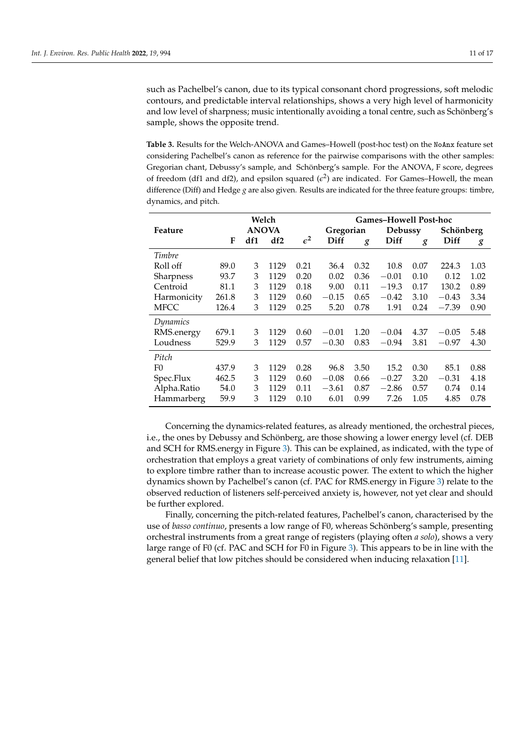such as Pachelbel's canon, due to its typical consonant chord progressions, soft melodic contours, and predictable interval relationships, shows a very high level of harmonicity and low level of sharpness; music intentionally avoiding a tonal centre, such as Schönberg's sample, shows the opposite trend.

**Table 3.** Results for the Welch-ANOVA and Games–Howell (post-hoc test) on the `NoAnx` feature set considering Pachelbel's canon as reference for the pairwise comparisons with the other samples: Gregorian chant, Debussy's sample, and Schönberg's sample. For the ANOVA, F score, degrees of freedom (df1 and df2), and epsilon squared ($\epsilon^2$) are indicated. For Games–Howell, the mean difference (Diff) and Hedge $g$ are also given. Results are indicated for the three feature groups: timbre, dynamics, and pitch.

| Feature | Welch ANOVA | | | | Games–Howell Post-hoc | | | | | |
|---|---|---|---|---|---|---|---|---|---|---|
| | | | | | Gregorian | | Debussy | | Schönberg | |
| | F | df1 | df2 | $\epsilon^2$ | Diff | $g$ | Diff | $g$ | Diff | $g$ |
| *Timbre* | | | | | | | | | | |
| Roll off | 89.0 | 3 | 1129 | 0.21 | 36.4 | 0.32 | 10.8 | 0.07 | 224.3 | 1.03 |
| Sharpness | 93.7 | 3 | 1129 | 0.20 | 0.02 | 0.36 | −0.01 | 0.10 | 0.12 | 1.02 |
| Centroid | 81.1 | 3 | 1129 | 0.18 | 9.00 | 0.11 | −19.3 | 0.17 | 130.2 | 0.89 |
| Harmonicity | 261.8 | 3 | 1129 | 0.60 | −0.15 | 0.65 | −0.42 | 3.10 | −0.43 | 3.34 |
| MFCC | 126.4 | 3 | 1129 | 0.25 | 5.20 | 0.78 | 1.91 | 0.24 | −7.39 | 0.90 |
| *Dynamics* | | | | | | | | | | |
| RMS.energy | 679.1 | 3 | 1129 | 0.60 | −0.01 | 1.20 | −0.04 | 4.37 | −0.05 | 5.48 |
| Loudness | 529.9 | 3 | 1129 | 0.57 | −0.30 | 0.83 | −0.94 | 3.81 | −0.97 | 4.30 |
| *Pitch* | | | | | | | | | | |
| F0 | 437.9 | 3 | 1129 | 0.28 | 96.8 | 3.50 | 15.2 | 0.30 | 85.1 | 0.88 |
| Spec.Flux | 462.5 | 3 | 1129 | 0.60 | −0.08 | 0.66 | −0.27 | 3.20 | −0.31 | 4.18 |
| Alpha.Ratio | 54.0 | 3 | 1129 | 0.11 | −3.61 | 0.87 | −2.86 | 0.57 | 0.74 | 0.14 |
| Hammarberg | 59.9 | 3 | 1129 | 0.10 | 6.01 | 0.99 | 7.26 | 1.05 | 4.85 | 0.78 |

Concerning the dynamics-related features, as already mentioned, the orchestral pieces, i.e., the ones by Debussy and Schönberg, are those showing a lower energy level (cf. DEB and SCH for RMS.energy in Figure 3). This can be explained, as indicated, with the type of orchestration that employs a great variety of combinations of only few instruments, aiming to explore timbre rather than to increase acoustic power. The extent to which the higher dynamics shown by Pachelbel's canon (cf. PAC for RMS.energy in Figure 3) relate to the observed reduction of listeners self-perceived anxiety is, however, not yet clear and should be further explored.

Finally, concerning the pitch-related features, Pachelbel's canon, characterised by the use of *basso continuo*, presents a low range of F0, whereas Schönberg's sample, presenting orchestral instruments from a great range of registers (playing often *a solo*), shows a very large range of F0 (cf. PAC and SCH for F0 in Figure 3). This appears to be in line with the general belief that low pitches should be considered when inducing relaxation [11].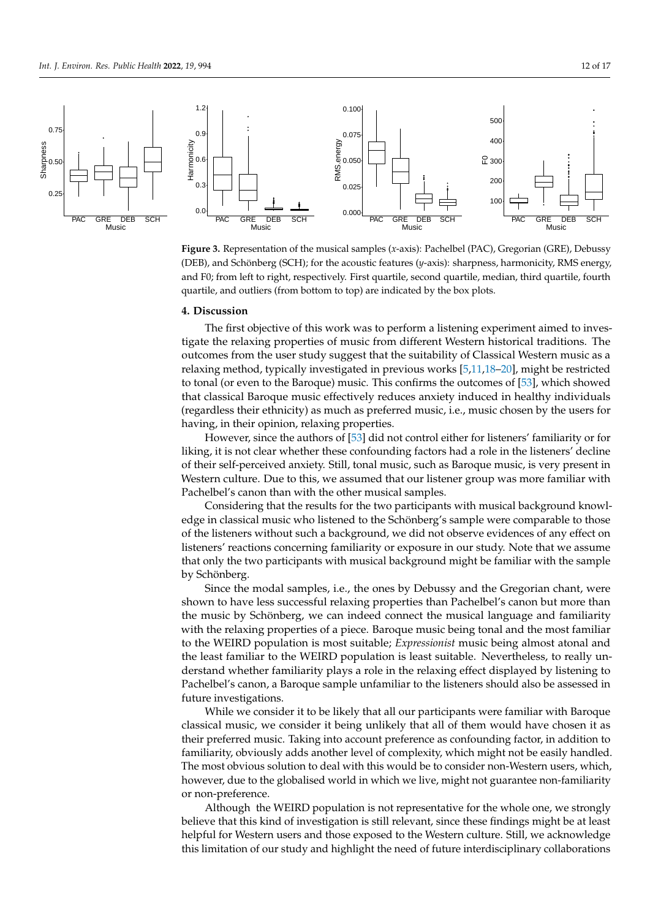**Figure 3.** Representation of the musical samples (*x*-axis): Pachelbel (PAC), Gregorian (GRE), Debussy (DEB), and Schönberg (SCH); for the acoustic features (*y*-axis): sharpness, harmonicity, RMS energy, and F0; from left to right, respectively. First quartile, second quartile, median, third quartile, fourth quartile, and outliers (from bottom to top) are indicated by the box plots.

## 4. Discussion

The first objective of this work was to perform a listening experiment aimed to investigate the relaxing properties of music from different Western historical traditions. The outcomes from the user study suggest that the suitability of Classical Western music as a relaxing method, typically investigated in previous works [5,11,18–20], might be restricted to tonal (or even to the Baroque) music. This confirms the outcomes of [53], which showed that classical Baroque music effectively reduces anxiety induced in healthy individuals (regardless their ethnicity) as much as preferred music, i.e., music chosen by the users for having, in their opinion, relaxing properties.

However, since the authors of [53] did not control either for listeners' familiarity or for liking, it is not clear whether these confounding factors had a role in the listeners' decline of their self-perceived anxiety. Still, tonal music, such as Baroque music, is very present in Western culture. Due to this, we assumed that our listener group was more familiar with Pachelbel's canon than with the other musical samples.

Considering that the results for the two participants with musical background knowledge in classical music who listened to the Schönberg's sample were comparable to those of the listeners without such a background, we did not observe evidences of any effect on listeners' reactions concerning familiarity or exposure in our study. Note that we assume that only the two participants with musical background might be familiar with the sample by Schönberg.

Since the modal samples, i.e., the ones by Debussy and the Gregorian chant, were shown to have less successful relaxing properties than Pachelbel's canon but more than the music by Schönberg, we can indeed connect the musical language and familiarity with the relaxing properties of a piece. Baroque music being tonal and the most familiar to the WEIRD population is most suitable; *Expressionist* music being almost atonal and the least familiar to the WEIRD population is least suitable. Nevertheless, to really understand whether familiarity plays a role in the relaxing effect displayed by listening to Pachelbel's canon, a Baroque sample unfamiliar to the listeners should also be assessed in future investigations.

While we consider it to be likely that all our participants were familiar with Baroque classical music, we consider it being unlikely that all of them would have chosen it as their preferred music. Taking into account preference as confounding factor, in addition to familiarity, obviously adds another level of complexity, which might not be easily handled. The most obvious solution to deal with this would be to consider non-Western users, which, however, due to the globalised world in which we live, might not guarantee non-familiarity or non-preference.

Although the WEIRD population is not representative for the whole one, we strongly believe that this kind of investigation is still relevant, since these findings might be at least helpful for Western users and those exposed to the Western culture. Still, we acknowledge this limitation of our study and highlight the need of future interdisciplinary collaborations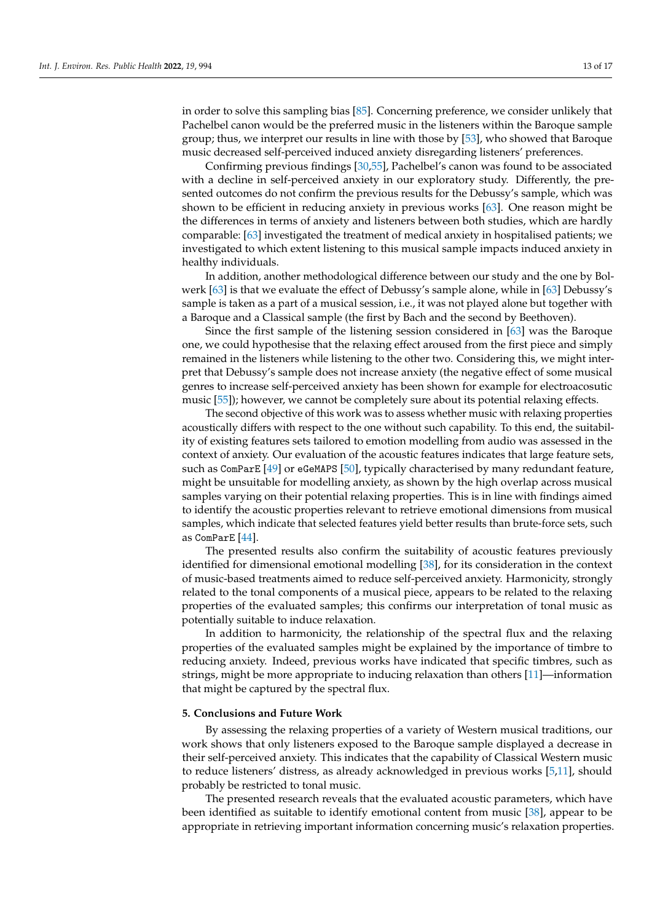in order to solve this sampling bias [85]. Concerning preference, we consider unlikely that Pachelbel canon would be the preferred music in the listeners within the Baroque sample group; thus, we interpret our results in line with those by [53], who showed that Baroque music decreased self-perceived induced anxiety disregarding listeners' preferences.

Confirming previous findings [30,55], Pachelbel's canon was found to be associated with a decline in self-perceived anxiety in our exploratory study. Differently, the presented outcomes do not confirm the previous results for the Debussy's sample, which was shown to be efficient in reducing anxiety in previous works [63]. One reason might be the differences in terms of anxiety and listeners between both studies, which are hardly comparable: [63] investigated the treatment of medical anxiety in hospitalised patients; we investigated to which extent listening to this musical sample impacts induced anxiety in healthy individuals.

In addition, another methodological difference between our study and the one by Bolwerk [63] is that we evaluate the effect of Debussy's sample alone, while in [63] Debussy's sample is taken as a part of a musical session, i.e., it was not played alone but together with a Baroque and a Classical sample (the first by Bach and the second by Beethoven).

Since the first sample of the listening session considered in [63] was the Baroque one, we could hypothesise that the relaxing effect aroused from the first piece and simply remained in the listeners while listening to the other two. Considering this, we might interpret that Debussy's sample does not increase anxiety (the negative effect of some musical genres to increase self-perceived anxiety has been shown for example for electroacosutic music [55]); however, we cannot be completely sure about its potential relaxing effects.

The second objective of this work was to assess whether music with relaxing properties acoustically differs with respect to the one without such capability. To this end, the suitability of existing features sets tailored to emotion modelling from audio was assessed in the context of anxiety. Our evaluation of the acoustic features indicates that large feature sets, such as `ComParE` [49] or `eGeMAPS` [50], typically characterised by many redundant feature, might be unsuitable for modelling anxiety, as shown by the high overlap across musical samples varying on their potential relaxing properties. This is in line with findings aimed to identify the acoustic properties relevant to retrieve emotional dimensions from musical samples, which indicate that selected features yield better results than brute-force sets, such as `ComParE` [44].

The presented results also confirm the suitability of acoustic features previously identified for dimensional emotional modelling [38], for its consideration in the context of music-based treatments aimed to reduce self-perceived anxiety. Harmonicity, strongly related to the tonal components of a musical piece, appears to be related to the relaxing properties of the evaluated samples; this confirms our interpretation of tonal music as potentially suitable to induce relaxation.

In addition to harmonicity, the relationship of the spectral flux and the relaxing properties of the evaluated samples might be explained by the importance of timbre to reducing anxiety. Indeed, previous works have indicated that specific timbres, such as strings, might be more appropriate to inducing relaxation than others [11]—information that might be captured by the spectral flux.

## 5. Conclusions and Future Work

By assessing the relaxing properties of a variety of Western musical traditions, our work shows that only listeners exposed to the Baroque sample displayed a decrease in their self-perceived anxiety. This indicates that the capability of Classical Western music to reduce listeners' distress, as already acknowledged in previous works [5,11], should probably be restricted to tonal music.

The presented research reveals that the evaluated acoustic parameters, which have been identified as suitable to identify emotional content from music [38], appear to be appropriate in retrieving important information concerning music's relaxation properties.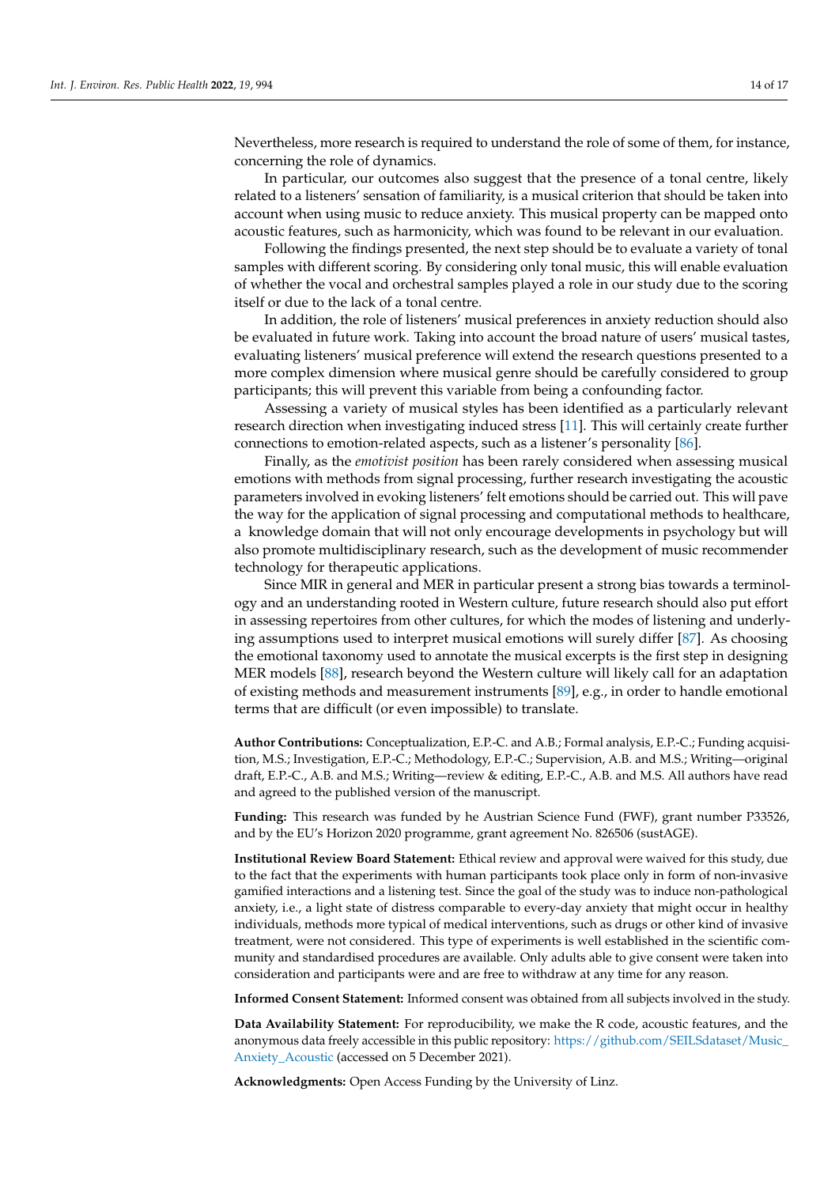Nevertheless, more research is required to understand the role of some of them, for instance, concerning the role of dynamics.

In particular, our outcomes also suggest that the presence of a tonal centre, likely related to a listeners' sensation of familiarity, is a musical criterion that should be taken into account when using music to reduce anxiety. This musical property can be mapped onto acoustic features, such as harmonicity, which was found to be relevant in our evaluation.

Following the findings presented, the next step should be to evaluate a variety of tonal samples with different scoring. By considering only tonal music, this will enable evaluation of whether the vocal and orchestral samples played a role in our study due to the scoring itself or due to the lack of a tonal centre.

In addition, the role of listeners' musical preferences in anxiety reduction should also be evaluated in future work. Taking into account the broad nature of users' musical tastes, evaluating listeners' musical preference will extend the research questions presented to a more complex dimension where musical genre should be carefully considered to group participants; this will prevent this variable from being a confounding factor.

Assessing a variety of musical styles has been identified as a particularly relevant research direction when investigating induced stress [11]. This will certainly create further connections to emotion-related aspects, such as a listener's personality [86].

Finally, as the *emotivist position* has been rarely considered when assessing musical emotions with methods from signal processing, further research investigating the acoustic parameters involved in evoking listeners' felt emotions should be carried out. This will pave the way for the application of signal processing and computational methods to healthcare, a knowledge domain that will not only encourage developments in psychology but will also promote multidisciplinary research, such as the development of music recommender technology for therapeutic applications.

Since MIR in general and MER in particular present a strong bias towards a terminology and an understanding rooted in Western culture, future research should also put effort in assessing repertoires from other cultures, for which the modes of listening and underlying assumptions used to interpret musical emotions will surely differ [87]. As choosing the emotional taxonomy used to annotate the musical excerpts is the first step in designing MER models [88], research beyond the Western culture will likely call for an adaptation of existing methods and measurement instruments [89], e.g., in order to handle emotional terms that are difficult (or even impossible) to translate.

**Author Contributions:** Conceptualization, E.P.-C. and A.B.; Formal analysis, E.P.-C.; Funding acquisition, M.S.; Investigation, E.P.-C.; Methodology, E.P.-C.; Supervision, A.B. and M.S.; Writing—original draft, E.P.-C., A.B. and M.S.; Writing—review & editing, E.P.-C., A.B. and M.S. All authors have read and agreed to the published version of the manuscript.

**Funding:** This research was funded by he Austrian Science Fund (FWF), grant number P33526, and by the EU's Horizon 2020 programme, grant agreement No. 826506 (sustAGE).

**Institutional Review Board Statement:** Ethical review and approval were waived for this study, due to the fact that the experiments with human participants took place only in form of non-invasive gamified interactions and a listening test. Since the goal of the study was to induce non-pathological anxiety, i.e., a light state of distress comparable to every-day anxiety that might occur in healthy individuals, methods more typical of medical interventions, such as drugs or other kind of invasive treatment, were not considered. This type of experiments is well established in the scientific community and standardised procedures are available. Only adults able to give consent were taken into consideration and participants were and are free to withdraw at any time for any reason.

**Informed Consent Statement:** Informed consent was obtained from all subjects involved in the study.

**Data Availability Statement:** For reproducibility, we make the R code, acoustic features, and the anonymous data freely accessible in this public repository: https://github.com/SEILSdataset/Music_Anxiety_Acoustic (accessed on 5 December 2021).

**Acknowledgments:** Open Access Funding by the University of Linz.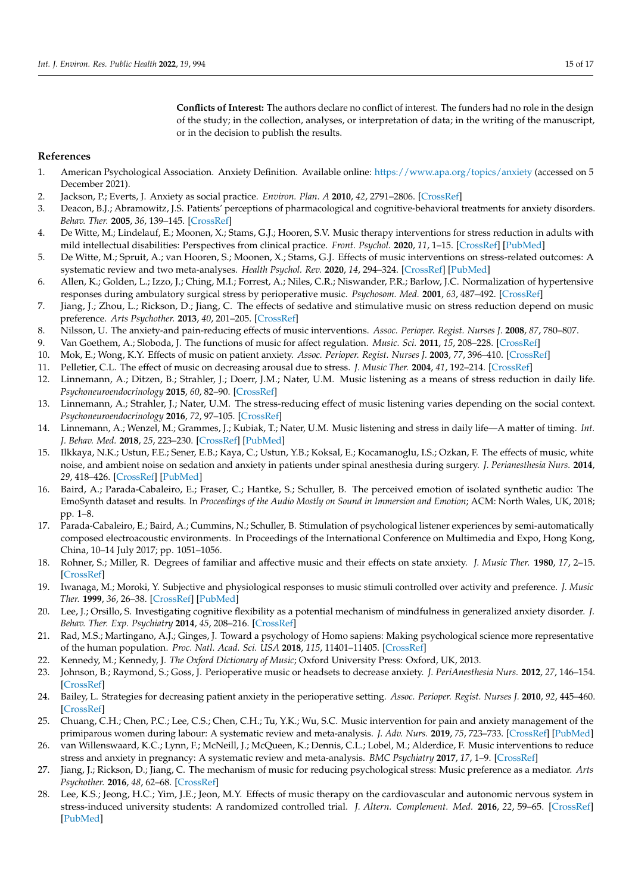**Conflicts of Interest:** The authors declare no conflict of interest. The funders had no role in the design of the study; in the collection, analyses, or interpretation of data; in the writing of the manuscript, or in the decision to publish the results.

## References

1. American Psychological Association. Anxiety Definition. Available online: https://www.apa.org/topics/anxiety (accessed on 5 December 2021).
2. Jackson, P.; Everts, J. Anxiety as social practice. *Environ. Plan. A* **2010**, *42*, 2791–2806. [CrossRef]
3. Deacon, B.J.; Abramowitz, J.S. Patients' perceptions of pharmacological and cognitive-behavioral treatments for anxiety disorders. *Behav. Ther.* **2005**, *36*, 139–145. [CrossRef]
4. De Witte, M.; Lindelauf, E.; Moonen, X.; Stams, G.J.; Hooren, S.V. Music therapy interventions for stress reduction in adults with mild intellectual disabilities: Perspectives from clinical practice. *Front. Psychol.* **2020**, *11*, 1–15. [CrossRef] [PubMed]
5. De Witte, M.; Spruit, A.; van Hooren, S.; Moonen, X.; Stams, G.J. Effects of music interventions on stress-related outcomes: A systematic review and two meta-analyses. *Health Psychol. Rev.* **2020**, *14*, 294–324. [CrossRef] [PubMed]
6. Allen, K.; Golden, L.; Izzo, J.; Ching, M.I.; Forrest, A.; Niles, C.R.; Niswander, P.R.; Barlow, J.C. Normalization of hypertensive responses during ambulatory surgical stress by perioperative music. *Psychosom. Med.* **2001**, *63*, 487–492. [CrossRef]
7. Jiang, J.; Zhou, L.; Rickson, D.; Jiang, C. The effects of sedative and stimulative music on stress reduction depend on music preference. *Arts Psychother.* **2013**, *40*, 201–205. [CrossRef]
8. Nilsson, U. The anxiety-and pain-reducing effects of music interventions. *Assoc. Perioper. Regist. Nurses J.* **2008**, *87*, 780–807.
9. Van Goethem, A.; Sloboda, J. The functions of music for affect regulation. *Music. Sci.* **2011**, *15*, 208–228. [CrossRef]
10. Mok, E.; Wong, K.Y. Effects of music on patient anxiety. *Assoc. Perioper. Regist. Nurses J.* **2003**, *77*, 396–410. [CrossRef]
11. Pelletier, C.L. The effect of music on decreasing arousal due to stress. *J. Music Ther.* **2004**, *41*, 192–214. [CrossRef]
12. Linnemann, A.; Ditzen, B.; Strahler, J.; Doerr, J.M.; Nater, U.M. Music listening as a means of stress reduction in daily life. *Psychoneuroendocrinology* **2015**, *60*, 82–90. [CrossRef]
13. Linnemann, A.; Strahler, J.; Nater, U.M. The stress-reducing effect of music listening varies depending on the social context. *Psychoneuroendocrinology* **2016**, *72*, 97–105. [CrossRef]
14. Linnemann, A.; Wenzel, M.; Grammes, J.; Kubiak, T.; Nater, U.M. Music listening and stress in daily life—A matter of timing. *Int. J. Behav. Med.* **2018**, *25*, 223–230. [CrossRef] [PubMed]
15. Ilkkaya, N.K.; Ustun, F.E.; Sener, E.B.; Kaya, C.; Ustun, Y.B.; Koksal, E.; Kocamanoglu, I.S.; Ozkan, F. The effects of music, white noise, and ambient noise on sedation and anxiety in patients under spinal anesthesia during surgery. *J. Perianesthesia Nurs.* **2014**, *29*, 418–426. [CrossRef] [PubMed]
16. Baird, A.; Parada-Cabaleiro, E.; Fraser, C.; Hantke, S.; Schuller, B. The perceived emotion of isolated synthetic audio: The EmoSynth dataset and results. In *Proceedings of the Audio Mostly on Sound in Immersion and Emotion*; ACM: North Wales, UK, 2018; pp. 1–8.
17. Parada-Cabaleiro, E.; Baird, A.; Cummins, N.; Schuller, B. Stimulation of psychological listener experiences by semi-automatically composed electroacoustic environments. In Proceedings of the International Conference on Multimedia and Expo, Hong Kong, China, 10–14 July 2017; pp. 1051–1056.
18. Rohner, S.; Miller, R. Degrees of familiar and affective music and their effects on state anxiety. *J. Music Ther.* **1980**, *17*, 2–15. [CrossRef]
19. Iwanaga, M.; Moroki, Y. Subjective and physiological responses to music stimuli controlled over activity and preference. *J. Music Ther.* **1999**, *36*, 26–38. [CrossRef] [PubMed]
20. Lee, J.; Orsillo, S. Investigating cognitive flexibility as a potential mechanism of mindfulness in generalized anxiety disorder. *J. Behav. Ther. Exp. Psychiatry* **2014**, *45*, 208–216. [CrossRef]
21. Rad, M.S.; Martingano, A.J.; Ginges, J. Toward a psychology of Homo sapiens: Making psychological science more representative of the human population. *Proc. Natl. Acad. Sci. USA* **2018**, *115*, 11401–11405. [CrossRef]
22. Kennedy, M.; Kennedy, J. *The Oxford Dictionary of Music*; Oxford University Press: Oxford, UK, 2013.
23. Johnson, B.; Raymond, S.; Goss, J. Perioperative music or headsets to decrease anxiety. *J. PeriAnesthesia Nurs.* **2012**, *27*, 146–154. [CrossRef]
24. Bailey, L. Strategies for decreasing patient anxiety in the perioperative setting. *Assoc. Perioper. Regist. Nurses J.* **2010**, *92*, 445–460. [CrossRef]
25. Chuang, C.H.; Chen, P.C.; Lee, C.S.; Chen, C.H.; Tu, Y.K.; Wu, S.C. Music intervention for pain and anxiety management of the primiparous women during labour: A systematic review and meta-analysis. *J. Adv. Nurs.* **2019**, *75*, 723–733. [CrossRef] [PubMed]
26. van Willenswaard, K.C.; Lynn, F.; McNeill, J.; McQueen, K.; Dennis, C.L.; Lobel, M.; Alderdice, F. Music interventions to reduce stress and anxiety in pregnancy: A systematic review and meta-analysis. *BMC Psychiatry* **2017**, *17*, 1–9. [CrossRef]
27. Jiang, J.; Rickson, D.; Jiang, C. The mechanism of music for reducing psychological stress: Music preference as a mediator. *Arts Psychother.* **2016**, *48*, 62–68. [CrossRef]
28. Lee, K.S.; Jeong, H.C.; Yim, J.E.; Jeon, M.Y. Effects of music therapy on the cardiovascular and autonomic nervous system in stress-induced university students: A randomized controlled trial. *J. Altern. Complement. Med.* **2016**, *22*, 59–65. [CrossRef] [PubMed]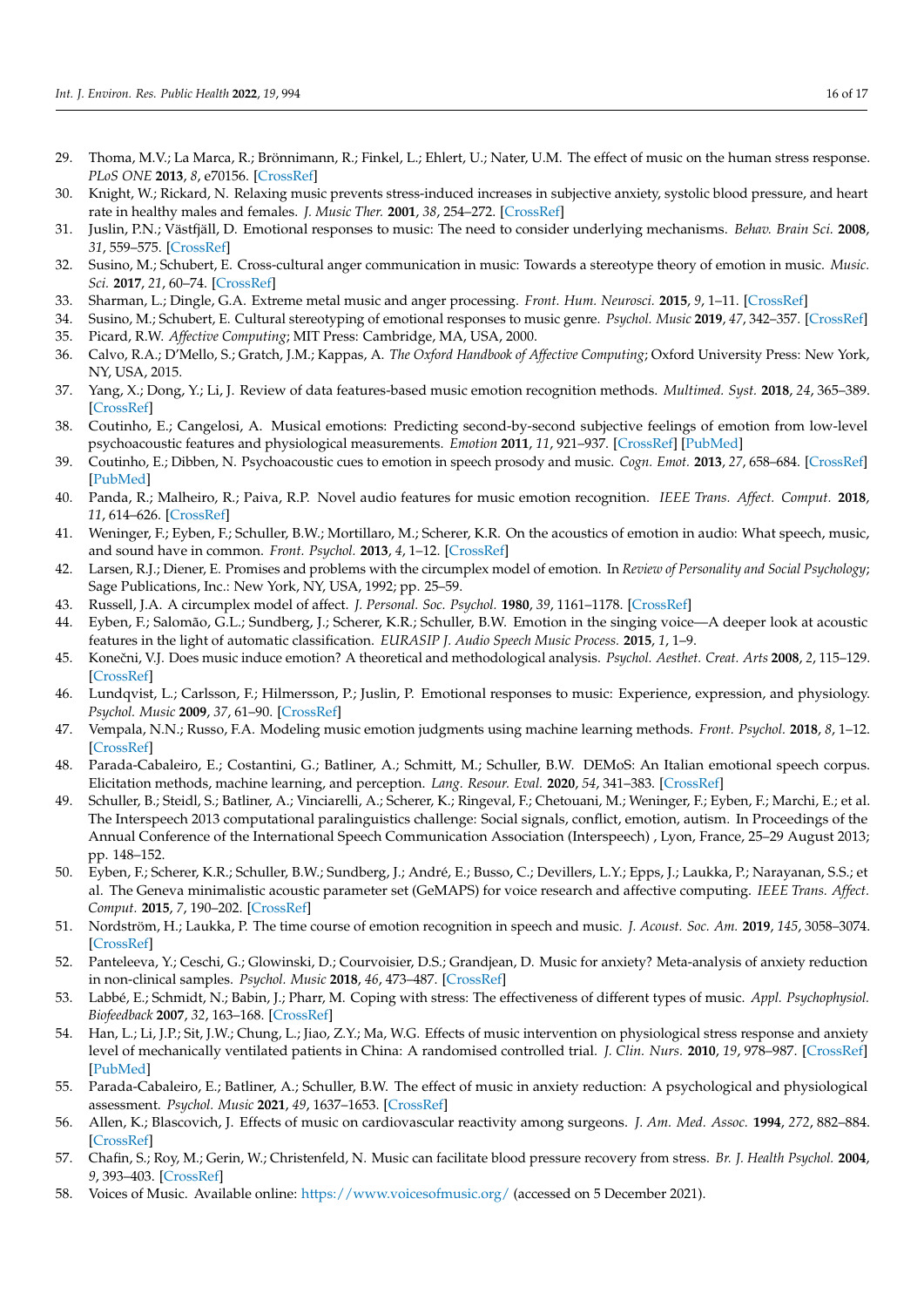29. Thoma, M.V.; La Marca, R.; Brönnimann, R.; Finkel, L.; Ehlert, U.; Nater, U.M. The effect of music on the human stress response. *PLoS ONE* **2013**, *8*, e70156. [CrossRef]
30. Knight, W.; Rickard, N. Relaxing music prevents stress-induced increases in subjective anxiety, systolic blood pressure, and heart rate in healthy males and females. *J. Music Ther.* **2001**, *38*, 254–272. [CrossRef]
31. Juslin, P.N.; Västfjäll, D. Emotional responses to music: The need to consider underlying mechanisms. *Behav. Brain Sci.* **2008**, *31*, 559–575. [CrossRef]
32. Susino, M.; Schubert, E. Cross-cultural anger communication in music: Towards a stereotype theory of emotion in music. *Music. Sci.* **2017**, *21*, 60–74. [CrossRef]
33. Sharman, L.; Dingle, G.A. Extreme metal music and anger processing. *Front. Hum. Neurosci.* **2015**, *9*, 1–11. [CrossRef]
34. Susino, M.; Schubert, E. Cultural stereotyping of emotional responses to music genre. *Psychol. Music* **2019**, *47*, 342–357. [CrossRef]
35. Picard, R.W. *Affective Computing*; MIT Press: Cambridge, MA, USA, 2000.
36. Calvo, R.A.; D'Mello, S.; Gratch, J.M.; Kappas, A. *The Oxford Handbook of Affective Computing*; Oxford University Press: New York, NY, USA, 2015.
37. Yang, X.; Dong, Y.; Li, J. Review of data features-based music emotion recognition methods. *Multimed. Syst.* **2018**, *24*, 365–389. [CrossRef]
38. Coutinho, E.; Cangelosi, A. Musical emotions: Predicting second-by-second subjective feelings of emotion from low-level psychoacoustic features and physiological measurements. *Emotion* **2011**, *11*, 921–937. [CrossRef] [PubMed]
39. Coutinho, E.; Dibben, N. Psychoacoustic cues to emotion in speech prosody and music. *Cogn. Emot.* **2013**, *27*, 658–684. [CrossRef] [PubMed]
40. Panda, R.; Malheiro, R.; Paiva, R.P. Novel audio features for music emotion recognition. *IEEE Trans. Affect. Comput.* **2018**, *11*, 614–626. [CrossRef]
41. Weninger, F.; Eyben, F.; Schuller, B.W.; Mortillaro, M.; Scherer, K.R. On the acoustics of emotion in audio: What speech, music, and sound have in common. *Front. Psychol.* **2013**, *4*, 1–12. [CrossRef]
42. Larsen, R.J.; Diener, E. Promises and problems with the circumplex model of emotion. In *Review of Personality and Social Psychology*; Sage Publications, Inc.: New York, NY, USA, 1992; pp. 25–59.
43. Russell, J.A. A circumplex model of affect. *J. Personal. Soc. Psychol.* **1980**, *39*, 1161–1178. [CrossRef]
44. Eyben, F.; Salomão, G.L.; Sundberg, J.; Scherer, K.R.; Schuller, B.W. Emotion in the singing voice—A deeper look at acoustic features in the light of automatic classification. *EURASIP J. Audio Speech Music Process.* **2015**, *1*, 1–9.
45. Konečni, V.J. Does music induce emotion? A theoretical and methodological analysis. *Psychol. Aesthet. Creat. Arts* **2008**, *2*, 115–129. [CrossRef]
46. Lundqvist, L.; Carlsson, F.; Hilmersson, P.; Juslin, P. Emotional responses to music: Experience, expression, and physiology. *Psychol. Music* **2009**, *37*, 61–90. [CrossRef]
47. Vempala, N.N.; Russo, F.A. Modeling music emotion judgments using machine learning methods. *Front. Psychol.* **2018**, *8*, 1–12. [CrossRef]
48. Parada-Cabaleiro, E.; Costantini, G.; Batliner, A.; Schmitt, M.; Schuller, B.W. DEMoS: An Italian emotional speech corpus. Elicitation methods, machine learning, and perception. *Lang. Resour. Eval.* **2020**, *54*, 341–383. [CrossRef]
49. Schuller, B.; Steidl, S.; Batliner, A.; Vinciarelli, A.; Scherer, K.; Ringeval, F.; Chetouani, M.; Weninger, F.; Eyben, F.; Marchi, E.; et al. The Interspeech 2013 computational paralinguistics challenge: Social signals, conflict, emotion, autism. In Proceedings of the Annual Conference of the International Speech Communication Association (Interspeech) , Lyon, France, 25–29 August 2013; pp. 148–152.
50. Eyben, F.; Scherer, K.R.; Schuller, B.W.; Sundberg, J.; André, E.; Busso, C.; Devillers, L.Y.; Epps, J.; Laukka, P.; Narayanan, S.S.; et al. The Geneva minimalistic acoustic parameter set (GeMAPS) for voice research and affective computing. *IEEE Trans. Affect. Comput.* **2015**, *7*, 190–202. [CrossRef]
51. Nordström, H.; Laukka, P. The time course of emotion recognition in speech and music. *J. Acoust. Soc. Am.* **2019**, *145*, 3058–3074. [CrossRef]
52. Panteleeva, Y.; Ceschi, G.; Glowinski, D.; Courvoisier, D.S.; Grandjean, D. Music for anxiety? Meta-analysis of anxiety reduction in non-clinical samples. *Psychol. Music* **2018**, *46*, 473–487. [CrossRef]
53. Labbé, E.; Schmidt, N.; Babin, J.; Pharr, M. Coping with stress: The effectiveness of different types of music. *Appl. Psychophysiol. Biofeedback* **2007**, *32*, 163–168. [CrossRef]
54. Han, L.; Li, J.P.; Sit, J.W.; Chung, L.; Jiao, Z.Y.; Ma, W.G. Effects of music intervention on physiological stress response and anxiety level of mechanically ventilated patients in China: A randomised controlled trial. *J. Clin. Nurs.* **2010**, *19*, 978–987. [CrossRef] [PubMed]
55. Parada-Cabaleiro, E.; Batliner, A.; Schuller, B.W. The effect of music in anxiety reduction: A psychological and physiological assessment. *Psychol. Music* **2021**, *49*, 1637–1653. [CrossRef]
56. Allen, K.; Blascovich, J. Effects of music on cardiovascular reactivity among surgeons. *J. Am. Med. Assoc.* **1994**, *272*, 882–884. [CrossRef]
57. Chafin, S.; Roy, M.; Gerin, W.; Christenfeld, N. Music can facilitate blood pressure recovery from stress. *Br. J. Health Psychol.* **2004**, *9*, 393–403. [CrossRef]
58. Voices of Music. Available online: https://www.voicesofmusic.org/ (accessed on 5 December 2021).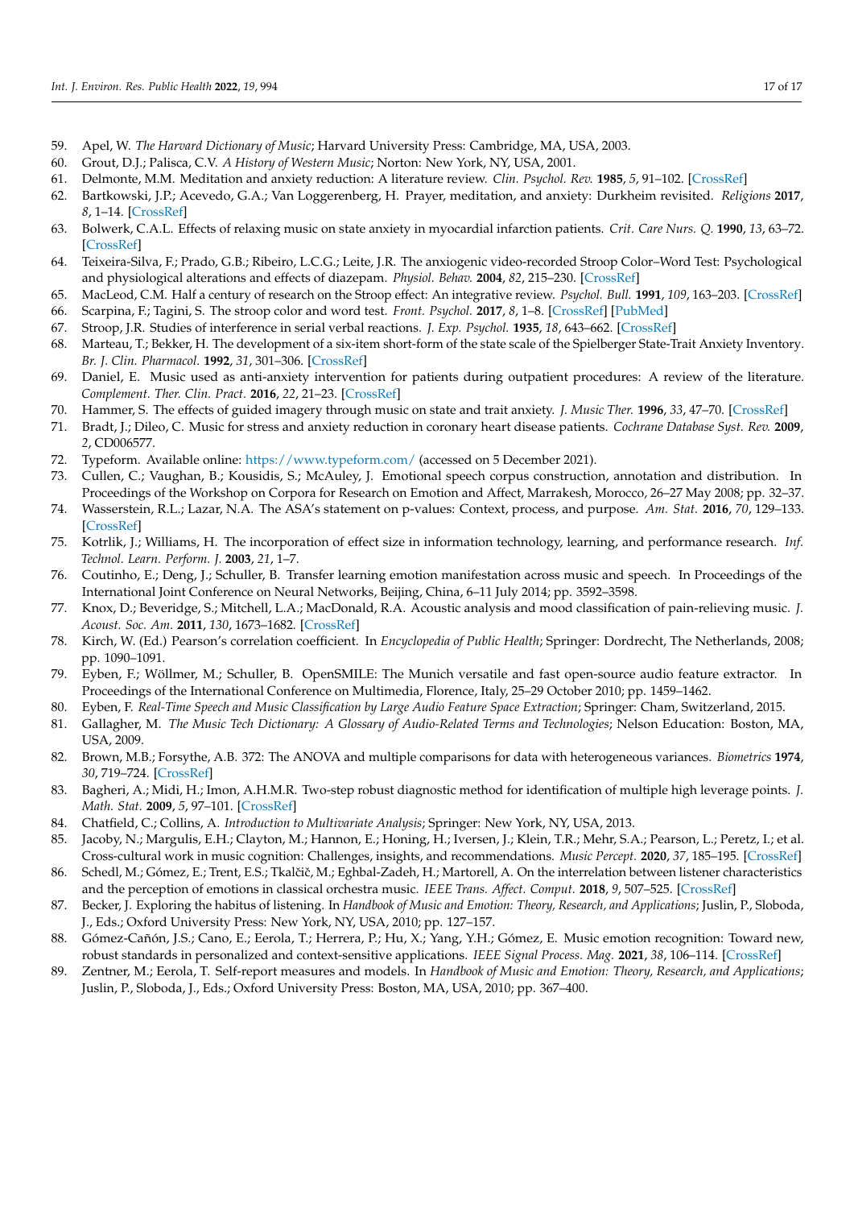59. Apel, W. *The Harvard Dictionary of Music*; Harvard University Press: Cambridge, MA, USA, 2003.
60. Grout, D.J.; Palisca, C.V. *A History of Western Music*; Norton: New York, NY, USA, 2001.
61. Delmonte, M.M. Meditation and anxiety reduction: A literature review. *Clin. Psychol. Rev.* **1985**, *5*, 91–102. [CrossRef]
62. Bartkowski, J.P.; Acevedo, G.A.; Van Loggerenberg, H. Prayer, meditation, and anxiety: Durkheim revisited. *Religions* **2017**, *8*, 1–14. [CrossRef]
63. Bolwerk, C.A.L. Effects of relaxing music on state anxiety in myocardial infarction patients. *Crit. Care Nurs. Q.* **1990**, *13*, 63–72. [CrossRef]
64. Teixeira-Silva, F.; Prado, G.B.; Ribeiro, L.C.G.; Leite, J.R. The anxiogenic video-recorded Stroop Color–Word Test: Psychological and physiological alterations and effects of diazepam. *Physiol. Behav.* **2004**, *82*, 215–230. [CrossRef]
65. MacLeod, C.M. Half a century of research on the Stroop effect: An integrative review. *Psychol. Bull.* **1991**, *109*, 163–203. [CrossRef]
66. Scarpina, F.; Tagini, S. The stroop color and word test. *Front. Psychol.* **2017**, *8*, 1–8. [CrossRef] [PubMed]
67. Stroop, J.R. Studies of interference in serial verbal reactions. *J. Exp. Psychol.* **1935**, *18*, 643–662. [CrossRef]
68. Marteau, T.; Bekker, H. The development of a six-item short-form of the state scale of the Spielberger State-Trait Anxiety Inventory. *Br. J. Clin. Pharmacol.* **1992**, *31*, 301–306. [CrossRef]
69. Daniel, E. Music used as anti-anxiety intervention for patients during outpatient procedures: A review of the literature. *Complement. Ther. Clin. Pract.* **2016**, *22*, 21–23. [CrossRef]
70. Hammer, S. The effects of guided imagery through music on state and trait anxiety. *J. Music Ther.* **1996**, *33*, 47–70. [CrossRef]
71. Bradt, J.; Dileo, C. Music for stress and anxiety reduction in coronary heart disease patients. *Cochrane Database Syst. Rev.* **2009**, *2*, CD006577.
72. Typeform. Available online: https://www.typeform.com/ (accessed on 5 December 2021).
73. Cullen, C.; Vaughan, B.; Kousidis, S.; McAuley, J. Emotional speech corpus construction, annotation and distribution. In Proceedings of the Workshop on Corpora for Research on Emotion and Affect, Marrakesh, Morocco, 26–27 May 2008; pp. 32–37.
74. Wasserstein, R.L.; Lazar, N.A. The ASA's statement on p-values: Context, process, and purpose. *Am. Stat.* **2016**, *70*, 129–133. [CrossRef]
75. Kotrlik, J.; Williams, H. The incorporation of effect size in information technology, learning, and performance research. *Inf. Technol. Learn. Perform. J.* **2003**, *21*, 1–7.
76. Coutinho, E.; Deng, J.; Schuller, B. Transfer learning emotion manifestation across music and speech. In Proceedings of the International Joint Conference on Neural Networks, Beijing, China, 6–11 July 2014; pp. 3592–3598.
77. Knox, D.; Beveridge, S.; Mitchell, L.A.; MacDonald, R.A. Acoustic analysis and mood classification of pain-relieving music. *J. Acoust. Soc. Am.* **2011**, *130*, 1673–1682. [CrossRef]
78. Kirch, W. (Ed.) Pearson's correlation coefficient. In *Encyclopedia of Public Health*; Springer: Dordrecht, The Netherlands, 2008; pp. 1090–1091.
79. Eyben, F.; Wöllmer, M.; Schuller, B. OpenSMILE: The Munich versatile and fast open-source audio feature extractor. In Proceedings of the International Conference on Multimedia, Florence, Italy, 25–29 October 2010; pp. 1459–1462.
80. Eyben, F. *Real-Time Speech and Music Classification by Large Audio Feature Space Extraction*; Springer: Cham, Switzerland, 2015.
81. Gallagher, M. *The Music Tech Dictionary: A Glossary of Audio-Related Terms and Technologies*; Nelson Education: Boston, MA, USA, 2009.
82. Brown, M.B.; Forsythe, A.B. 372: The ANOVA and multiple comparisons for data with heterogeneous variances. *Biometrics* **1974**, *30*, 719–724. [CrossRef]
83. Bagheri, A.; Midi, H.; Imon, A.H.M.R. Two-step robust diagnostic method for identification of multiple high leverage points. *J. Math. Stat.* **2009**, *5*, 97–101. [CrossRef]
84. Chatfield, C.; Collins, A. *Introduction to Multivariate Analysis*; Springer: New York, NY, USA, 2013.
85. Jacoby, N.; Margulis, E.H.; Clayton, M.; Hannon, E.; Honing, H.; Iversen, J.; Klein, T.R.; Mehr, S.A.; Pearson, L.; Peretz, I.; et al. Cross-cultural work in music cognition: Challenges, insights, and recommendations. *Music Percept.* **2020**, *37*, 185–195. [CrossRef]
86. Schedl, M.; Gómez, E.; Trent, E.S.; Tkalčič, M.; Eghbal-Zadeh, H.; Martorell, A. On the interrelation between listener characteristics and the perception of emotions in classical orchestra music. *IEEE Trans. Affect. Comput.* **2018**, *9*, 507–525. [CrossRef]
87. Becker, J. Exploring the habitus of listening. In *Handbook of Music and Emotion: Theory, Research, and Applications*; Juslin, P., Sloboda, J., Eds.; Oxford University Press: New York, NY, USA, 2010; pp. 127–157.
88. Gómez-Cañón, J.S.; Cano, E.; Eerola, T.; Herrera, P.; Hu, X.; Yang, Y.H.; Gómez, E. Music emotion recognition: Toward new, robust standards in personalized and context-sensitive applications. *IEEE Signal Process. Mag.* **2021**, *38*, 106–114. [CrossRef]
89. Zentner, M.; Eerola, T. Self-report measures and models. In *Handbook of Music and Emotion: Theory, Research, and Applications*; Juslin, P., Sloboda, J., Eds.; Oxford University Press: Boston, MA, USA, 2010; pp. 367–400.